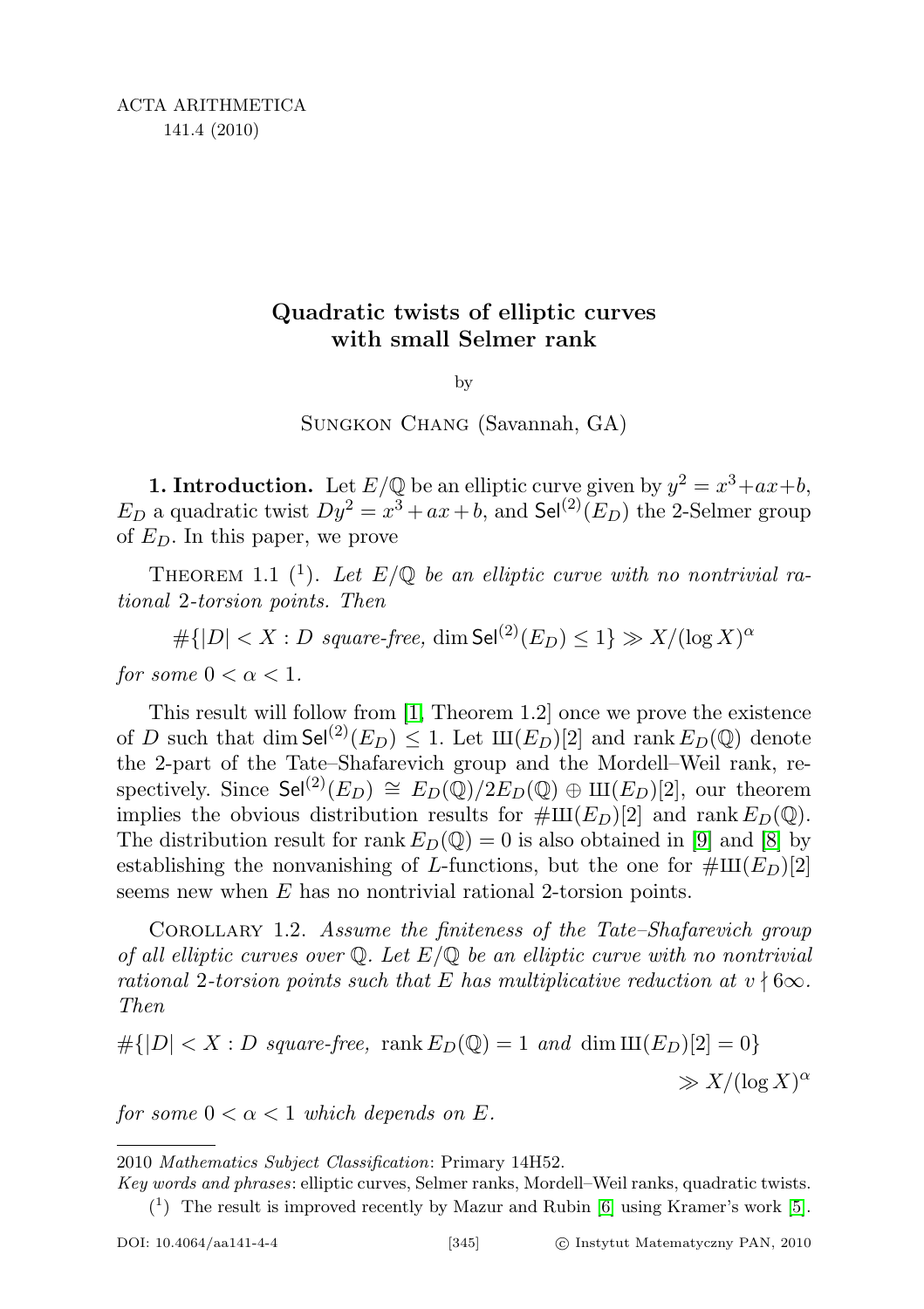ACTA ARITHMETICA
141.4 (2010)

# Quadratic twists of elliptic curves with small Selmer rank

by

Sungkon Chang (Savannah, GA)

**1. Introduction.** Let $E/\mathbb{Q}$ be an elliptic curve given by $y^2 = x^3 + ax + b$, $E_D$ a quadratic twist $Dy^2 = x^3 + ax + b$, and $\mathsf{Sel}^{(2)}(E_D)$ the 2-Selmer group of $E_D$. In this paper, we prove

Theorem 1.1 [1]. *Let $E/\mathbb{Q}$ be an elliptic curve with no nontrivial rational 2-torsion points. Then*

$$\#\{|D| < X : D \text{ square-free}, \dim \mathsf{Sel}^{(2)}(E_D) \leq 1\} \gg X/(\log X)^{\alpha}$$

*for some $0 < \alpha < 1$.*

This result will follow from [1, Theorem 1.2] once we prove the existence of $D$ such that $\dim \mathsf{Sel}^{(2)}(E_D) \leq 1$. Let $\text{Ш}(E_D)[2]$ and $\operatorname{rank} E_D(\mathbb{Q})$ denote the 2-part of the Tate–Shafarevich group and the Mordell–Weil rank, respectively. Since $\mathsf{Sel}^{(2)}(E_D) \cong E_D(\mathbb{Q})/2E_D(\mathbb{Q}) \oplus \text{Ш}(E_D)[2]$, our theorem implies the obvious distribution results for $\#\text{Ш}(E_D)[2]$ and $\operatorname{rank} E_D(\mathbb{Q})$. The distribution result for $\operatorname{rank} E_D(\mathbb{Q}) = 0$ is also obtained in [9] and [8] by establishing the nonvanishing of $L$-functions, but the one for $\#\text{Ш}(E_D)[2]$ seems new when $E$ has no nontrivial rational 2-torsion points.

Corollary 1.2. *Assume the finiteness of the Tate–Shafarevich group of all elliptic curves over $\mathbb{Q}$. Let $E/\mathbb{Q}$ be an elliptic curve with no nontrivial rational 2-torsion points such that $E$ has multiplicative reduction at $v \nmid 6\infty$. Then*

$$\#\{|D| < X : D \text{ square-free}, \operatorname{rank} E_D(\mathbb{Q}) = 1 \text{ and } \dim \text{Ш}(E_D)[2] = 0\} \gg X/(\log X)^{\alpha}$$

*for some $0 < \alpha < 1$ which depends on $E$.*

---

2010 *Mathematics Subject Classification*: Primary 14H52.

*Key words and phrases*: elliptic curves, Selmer ranks, Mordell–Weil ranks, quadratic twists.

[1] The result is improved recently by Mazur and Rubin [6] using Kramer's work [5].

DOI: 10.4064/aa141-4-4 © Instytut Matematyczny PAN, 2010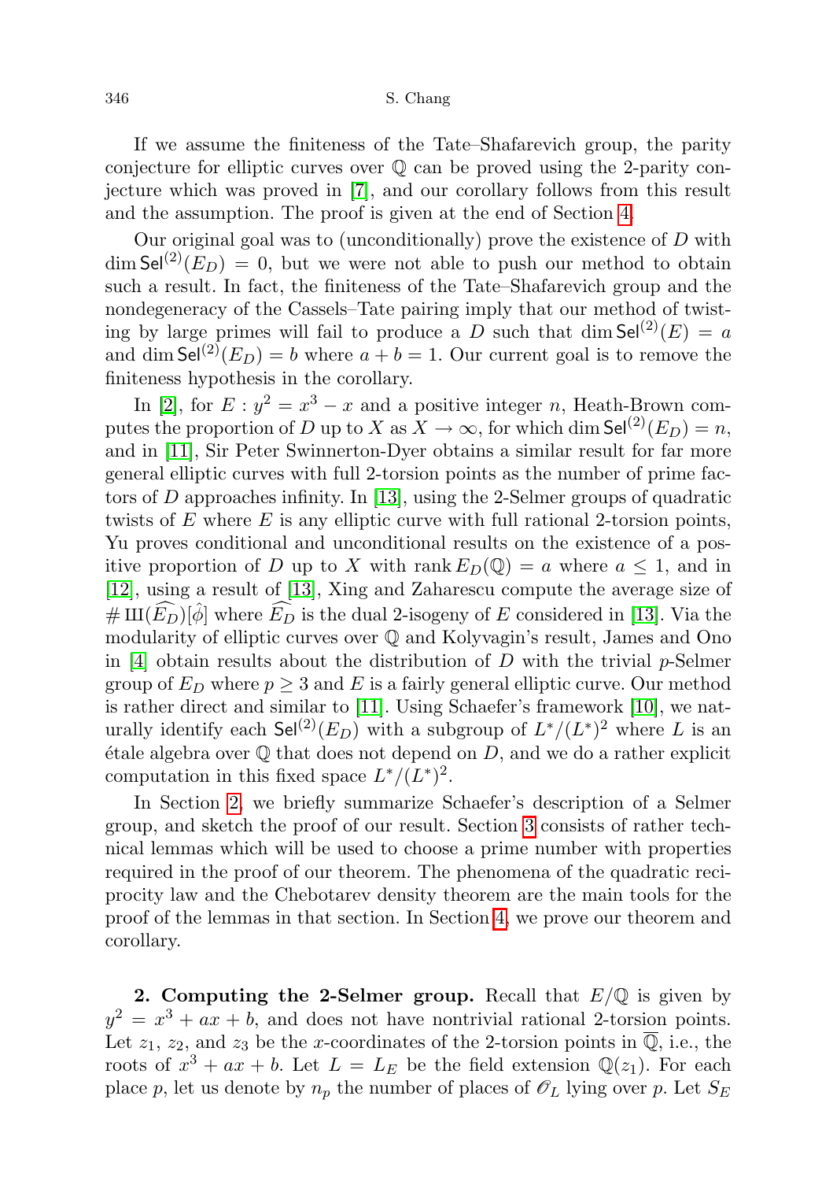If we assume the finiteness of the Tate–Shafarevich group, the parity conjecture for elliptic curves over $\mathbb{Q}$ can be proved using the 2-parity conjecture which was proved in [7], and our corollary follows from this result and the assumption. The proof is given at the end of Section 4.

Our original goal was to (unconditionally) prove the existence of $D$ with $\dim \mathsf{Sel}^{(2)}(E_D) = 0$, but we were not able to push our method to obtain such a result. In fact, the finiteness of the Tate–Shafarevich group and the nondegeneracy of the Cassels–Tate pairing imply that our method of twisting by large primes will fail to produce a $D$ such that $\dim \mathsf{Sel}^{(2)}(E) = a$ and $\dim \mathsf{Sel}^{(2)}(E_D) = b$ where $a + b = 1$. Our current goal is to remove the finiteness hypothesis in the corollary.

In [2], for $E : y^2 = x^3 - x$ and a positive integer $n$, Heath-Brown computes the proportion of $D$ up to $X$ as $X \to \infty$, for which $\dim \mathsf{Sel}^{(2)}(E_D) = n$, and in [11], Sir Peter Swinnerton-Dyer obtains a similar result for far more general elliptic curves with full 2-torsion points as the number of prime factors of $D$ approaches infinity. In [13], using the 2-Selmer groups of quadratic twists of $E$ where $E$ is any elliptic curve with full rational 2-torsion points, Yu proves conditional and unconditional results on the existence of a positive proportion of $D$ up to $X$ with $\operatorname{rank} E_D(\mathbb{Q}) = a$ where $a \leq 1$, and in [12], using a result of [13], Xing and Zaharescu compute the average size of $\#\,Ш(\widehat{E_D})[\hat{\phi}]$ where $\widehat{E_D}$ is the dual 2-isogeny of $E$ considered in [13]. Via the modularity of elliptic curves over $\mathbb{Q}$ and Kolyvagin's result, James and Ono in [4] obtain results about the distribution of $D$ with the trivial $p$-Selmer group of $E_D$ where $p \geq 3$ and $E$ is a fairly general elliptic curve. Our method is rather direct and similar to [11]. Using Schaefer's framework [10], we naturally identify each $\mathsf{Sel}^{(2)}(E_D)$ with a subgroup of $L^*/(L^*)^2$ where $L$ is an étale algebra over $\mathbb{Q}$ that does not depend on $D$, and we do a rather explicit computation in this fixed space $L^*/(L^*)^2$.

In Section 2, we briefly summarize Schaefer's description of a Selmer group, and sketch the proof of our result. Section 3 consists of rather technical lemmas which will be used to choose a prime number with properties required in the proof of our theorem. The phenomena of the quadratic reciprocity law and the Chebotarev density theorem are the main tools for the proof of the lemmas in that section. In Section 4, we prove our theorem and corollary.

**2. Computing the 2-Selmer group.** Recall that $E/\mathbb{Q}$ is given by $y^2 = x^3 + ax + b$, and does not have nontrivial rational 2-torsion points. Let $z_1$, $z_2$, and $z_3$ be the $x$-coordinates of the 2-torsion points in $\overline{\mathbb{Q}}$, i.e., the roots of $x^3 + ax + b$. Let $L = L_E$ be the field extension $\mathbb{Q}(z_1)$. For each place $p$, let us denote by $n_p$ the number of places of $\mathscr{O}_L$ lying over $p$. Let $S_E$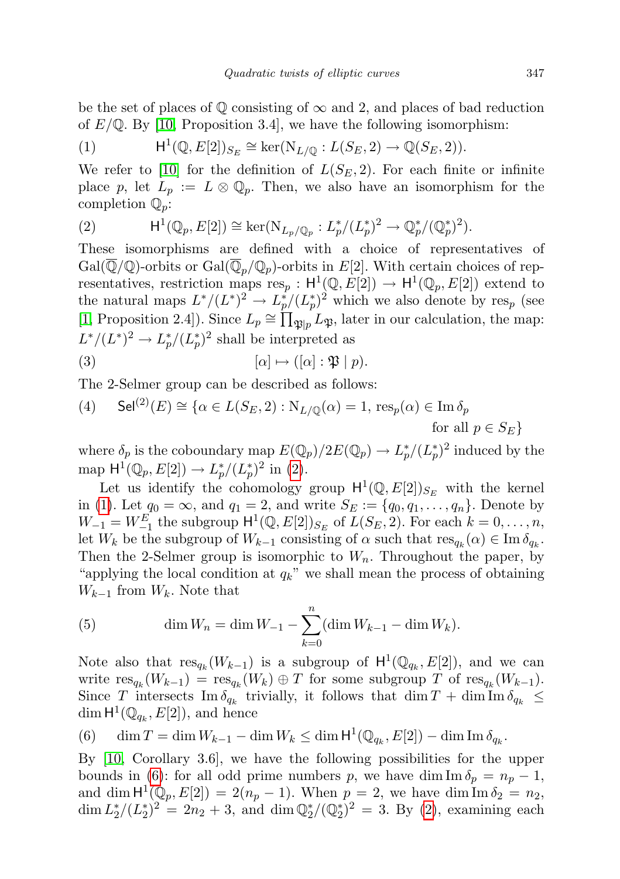be the set of places of $\mathbb{Q}$ consisting of $\infty$ and 2, and places of bad reduction of $E/\mathbb{Q}$. By [10, Proposition 3.4], we have the following isomorphism:

$$\mathsf{H}^1(\mathbb{Q}, E[2])_{S_E} \cong \ker(\mathrm{N}_{L/\mathbb{Q}} : L(S_E, 2) \to \mathbb{Q}(S_E, 2)). \tag{1}$$

We refer to [10] for the definition of $L(S_E, 2)$. For each finite or infinite place $p$, let $L_p := L \otimes \mathbb{Q}_p$. Then, we also have an isomorphism for the completion $\mathbb{Q}_p$:

$$\mathsf{H}^1(\mathbb{Q}_p, E[2]) \cong \ker(\mathrm{N}_{L_p/\mathbb{Q}_p} : L_p^*/(L_p^*)^2 \to \mathbb{Q}_p^*/(\mathbb{Q}_p^*)^2). \tag{2}$$

These isomorphisms are defined with a choice of representatives of $\mathrm{Gal}(\overline{\mathbb{Q}}/\mathbb{Q})$-orbits or $\mathrm{Gal}(\overline{\mathbb{Q}}_p/\mathbb{Q}_p)$-orbits in $E[2]$. With certain choices of representatives, restriction maps $\mathrm{res}_p : \mathsf{H}^1(\mathbb{Q}, E[2]) \to \mathsf{H}^1(\mathbb{Q}_p, E[2])$ extend to the natural maps $L^*/(L^*)^2 \to L_p^*/(L_p^*)^2$ which we also denote by $\mathrm{res}_p$ (see [1, Proposition 2.4]). Since $L_p \cong \prod_{\mathfrak{P}|p} L_{\mathfrak{P}}$, later in our calculation, the map: $L^*/(L^*)^2 \to L_p^*/(L_p^*)^2$ shall be interpreted as

$$[\alpha] \mapsto ([\alpha] : \mathfrak{P} \mid p). \tag{3}$$

The 2-Selmer group can be described as follows:

$$\mathsf{Sel}^{(2)}(E) \cong \{\alpha \in L(S_E, 2) : \mathrm{N}_{L/\mathbb{Q}}(\alpha) = 1,\ \mathrm{res}_p(\alpha) \in \mathrm{Im}\,\delta_p \text{ for all } p \in S_E\} \tag{4}$$

where $\delta_p$ is the coboundary map $E(\mathbb{Q}_p)/2E(\mathbb{Q}_p) \to L_p^*/(L_p^*)^2$ induced by the map $\mathsf{H}^1(\mathbb{Q}_p, E[2]) \to L_p^*/(L_p^*)^2$ in (2).

Let us identify the cohomology group $\mathsf{H}^1(\mathbb{Q}, E[2])_{S_E}$ with the kernel in (1). Let $q_0 = \infty$, and $q_1 = 2$, and write $S_E := \{q_0, q_1, \ldots, q_n\}$. Denote by $W_{-1} = W_{-1}^E$ the subgroup $\mathsf{H}^1(\mathbb{Q}, E[2])_{S_E}$ of $L(S_E, 2)$. For each $k = 0, \ldots, n$, let $W_k$ be the subgroup of $W_{k-1}$ consisting of $\alpha$ such that $\mathrm{res}_{q_k}(\alpha) \in \mathrm{Im}\,\delta_{q_k}$. Then the 2-Selmer group is isomorphic to $W_n$. Throughout the paper, by "applying the local condition at $q_k$" we shall mean the process of obtaining $W_{k-1}$ from $W_k$. Note that

$$\dim W_n = \dim W_{-1} - \sum_{k=0}^{n} (\dim W_{k-1} - \dim W_k). \tag{5}$$

Note also that $\mathrm{res}_{q_k}(W_{k-1})$ is a subgroup of $\mathsf{H}^1(\mathbb{Q}_{q_k}, E[2])$, and we can write $\mathrm{res}_{q_k}(W_{k-1}) = \mathrm{res}_{q_k}(W_k) \oplus T$ for some subgroup $T$ of $\mathrm{res}_{q_k}(W_{k-1})$. Since $T$ intersects $\mathrm{Im}\,\delta_{q_k}$ trivially, it follows that $\dim T + \dim \mathrm{Im}\,\delta_{q_k} \leq \dim \mathsf{H}^1(\mathbb{Q}_{q_k}, E[2])$, and hence

$$\dim T = \dim W_{k-1} - \dim W_k \leq \dim \mathsf{H}^1(\mathbb{Q}_{q_k}, E[2]) - \dim \mathrm{Im}\,\delta_{q_k}. \tag{6}$$

By [10, Corollary 3.6], we have the following possibilities for the upper bounds in (6): for all odd prime numbers $p$, we have $\dim \mathrm{Im}\,\delta_p = n_p - 1$, and $\dim \mathsf{H}^1(\mathbb{Q}_p, E[2]) = 2(n_p - 1)$. When $p = 2$, we have $\dim \mathrm{Im}\,\delta_2 = n_2$, $\dim L_2^*/(L_2^*)^2 = 2n_2 + 3$, and $\dim \mathbb{Q}_2^*/(\mathbb{Q}_2^*)^2 = 3$. By (2), examining each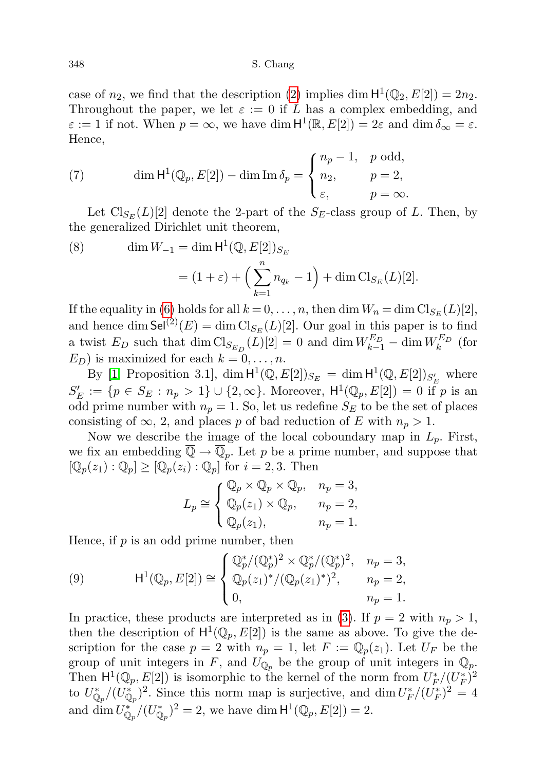case of $n_2$, we find that the description (2) implies $\dim \mathsf{H}^1(\mathbb{Q}_2, E[2]) = 2n_2$. Throughout the paper, we let $\varepsilon := 0$ if $L$ has a complex embedding, and $\varepsilon := 1$ if not. When $p = \infty$, we have $\dim \mathsf{H}^1(\mathbb{R}, E[2]) = 2\varepsilon$ and $\dim \delta_\infty = \varepsilon$. Hence,

$$\dim \mathsf{H}^1(\mathbb{Q}_p, E[2]) - \dim \operatorname{Im} \delta_p = \begin{cases} n_p - 1, & p \text{ odd}, \\ n_2, & p = 2, \\ \varepsilon, & p = \infty. \end{cases} \tag{7}$$

Let $\mathrm{Cl}_{S_E}(L)[2]$ denote the 2-part of the $S_E$-class group of $L$. Then, by the generalized Dirichlet unit theorem,

$$\begin{aligned} \dim W_{-1} &= \dim \mathsf{H}^1(\mathbb{Q}, E[2])_{S_E} \\ &= (1+\varepsilon) + \Big( \sum_{k=1}^{n} n_{q_k} - 1 \Big) + \dim \mathrm{Cl}_{S_E}(L)[2]. \end{aligned} \tag{8}$$

If the equality in (6) holds for all $k = 0, \ldots, n$, then $\dim W_n = \dim \mathrm{Cl}_{S_E}(L)[2]$, and hence $\dim \mathsf{Sel}^{(2)}(E) = \dim \mathrm{Cl}_{S_E}(L)[2]$. Our goal in this paper is to find a twist $E_D$ such that $\dim \mathrm{Cl}_{S_{E_D}}(L)[2] = 0$ and $\dim W_{k-1}^{E_D} - \dim W_k^{E_D}$ (for $E_D$) is maximized for each $k = 0, \ldots, n$.

By [1, Proposition 3.1], $\dim \mathsf{H}^1(\mathbb{Q}, E[2])_{S_E} = \dim \mathsf{H}^1(\mathbb{Q}, E[2])_{S'_E}$ where $S'_E := \{p \in S_E : n_p > 1\} \cup \{2, \infty\}$. Moreover, $\mathsf{H}^1(\mathbb{Q}_p, E[2]) = 0$ if $p$ is an odd prime number with $n_p = 1$. So, let us redefine $S_E$ to be the set of places consisting of $\infty$, 2, and places $p$ of bad reduction of $E$ with $n_p > 1$.

Now we describe the image of the local coboundary map in $L_p$. First, we fix an embedding $\overline{\mathbb{Q}} \to \overline{\mathbb{Q}}_p$. Let $p$ be a prime number, and suppose that $[\mathbb{Q}_p(z_1) : \mathbb{Q}_p] \geq [\mathbb{Q}_p(z_i) : \mathbb{Q}_p]$ for $i = 2, 3$. Then

$$L_p \cong \begin{cases} \mathbb{Q}_p \times \mathbb{Q}_p \times \mathbb{Q}_p, & n_p = 3, \\ \mathbb{Q}_p(z_1) \times \mathbb{Q}_p, & n_p = 2, \\ \mathbb{Q}_p(z_1), & n_p = 1. \end{cases}$$

Hence, if $p$ is an odd prime number, then

$$\mathsf{H}^1(\mathbb{Q}_p, E[2]) \cong \begin{cases} \mathbb{Q}_p^*/(\mathbb{Q}_p^*)^2 \times \mathbb{Q}_p^*/(\mathbb{Q}_p^*)^2, & n_p = 3, \\ \mathbb{Q}_p(z_1)^*/(\mathbb{Q}_p(z_1)^*)^2, & n_p = 2, \\ 0, & n_p = 1. \end{cases} \tag{9}$$

In practice, these products are interpreted as in (3). If $p = 2$ with $n_p > 1$, then the description of $\mathsf{H}^1(\mathbb{Q}_p, E[2])$ is the same as above. To give the description for the case $p = 2$ with $n_p = 1$, let $F := \mathbb{Q}_p(z_1)$. Let $U_F$ be the group of unit integers in $F$, and $U_{\mathbb{Q}_p}$ be the group of unit integers in $\mathbb{Q}_p$. Then $\mathsf{H}^1(\mathbb{Q}_p, E[2])$ is isomorphic to the kernel of the norm from $U_F^*/(U_F^*)^2$ to $U_{\mathbb{Q}_p}^*/(U_{\mathbb{Q}_p}^*)^2$. Since this norm map is surjective, and $\dim U_F^*/(U_F^*)^2 = 4$ and $\dim U_{\mathbb{Q}_p}^*/(U_{\mathbb{Q}_p}^*)^2 = 2$, we have $\dim \mathsf{H}^1(\mathbb{Q}_p, E[2]) = 2$.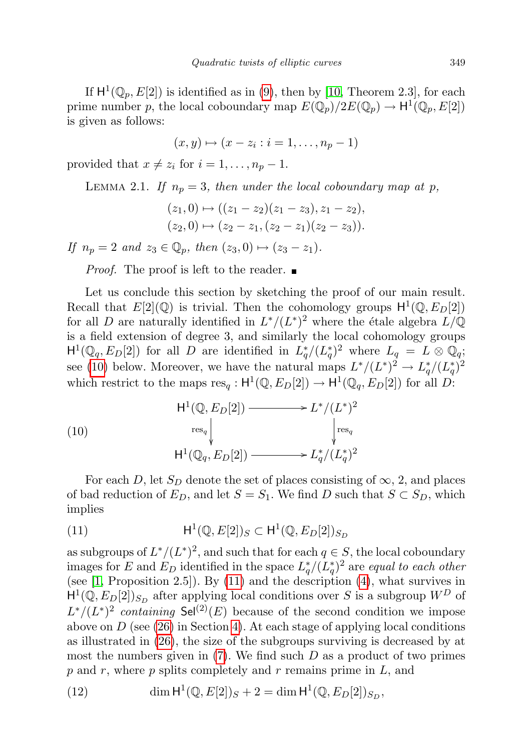If $\mathsf{H}^1(\mathbb{Q}_p, E[2])$ is identified as in (9), then by [10, Theorem 2.3], for each prime number $p$, the local coboundary map $E(\mathbb{Q}_p)/2E(\mathbb{Q}_p) \to \mathsf{H}^1(\mathbb{Q}_p, E[2])$ is given as follows:

$$(x, y) \mapsto (x - z_i : i = 1, \ldots, n_p - 1)$$

provided that $x \neq z_i$ for $i = 1, \ldots, n_p - 1$.

LEMMA 2.1. *If $n_p = 3$, then under the local coboundary map at $p$,*

$$(z_1, 0) \mapsto ((z_1 - z_2)(z_1 - z_3), z_1 - z_2),$$
$$(z_2, 0) \mapsto (z_2 - z_1, (z_2 - z_1)(z_2 - z_3)).$$

*If $n_p = 2$ and $z_3 \in \mathbb{Q}_p$, then $(z_3, 0) \mapsto (z_3 - z_1)$.*

*Proof.* The proof is left to the reader. ∎

Let us conclude this section by sketching the proof of our main result. Recall that $E[2](\mathbb{Q})$ is trivial. Then the cohomology groups $\mathsf{H}^1(\mathbb{Q}, E_D[2])$ for all $D$ are naturally identified in $L^*/(L^*)^2$ where the étale algebra $L/\mathbb{Q}$ is a field extension of degree 3, and similarly the local cohomology groups $\mathsf{H}^1(\mathbb{Q}_q, E_D[2])$ for all $D$ are identified in $L_q^*/(L_q^*)^2$ where $L_q = L \otimes \mathbb{Q}_q$; see (10) below. Moreover, we have the natural maps $L^*/(L^*)^2 \to L_q^*/(L_q^*)^2$ which restrict to the maps $\mathrm{res}_q : \mathsf{H}^1(\mathbb{Q}, E_D[2]) \to \mathsf{H}^1(\mathbb{Q}_q, E_D[2])$ for all $D$:

$$(10) \qquad \begin{array}{ccc} \mathsf{H}^1(\mathbb{Q}, E_D[2]) & \longrightarrow & L^*/(L^*)^2 \\ \downarrow{\scriptstyle \mathrm{res}_q} & & \downarrow{\scriptstyle \mathrm{res}_q} \\ \mathsf{H}^1(\mathbb{Q}_q, E_D[2]) & \longrightarrow & L_q^*/(L_q^*)^2 \end{array}$$

For each $D$, let $S_D$ denote the set of places consisting of $\infty$, 2, and places of bad reduction of $E_D$, and let $S = S_1$. We find $D$ such that $S \subset S_D$, which implies

$$(11) \qquad \mathsf{H}^1(\mathbb{Q}, E[2])_S \subset \mathsf{H}^1(\mathbb{Q}, E_D[2])_{S_D}$$

as subgroups of $L^*/(L^*)^2$, and such that for each $q \in S$, the local coboundary images for $E$ and $E_D$ identified in the space $L_q^*/(L_q^*)^2$ are *equal to each other* (see [1, Proposition 2.5]). By (11) and the description (4), what survives in $\mathsf{H}^1(\mathbb{Q}, E_D[2])_{S_D}$ after applying local conditions over $S$ is a subgroup $W^D$ of $L^*/(L^*)^2$ *containing* $\mathsf{Sel}^{(2)}(E)$ because of the second condition we impose above on $D$ (see (26) in Section 4). At each stage of applying local conditions as illustrated in (26), the size of the subgroups surviving is decreased by at most the numbers given in (7). We find such $D$ as a product of two primes $p$ and $r$, where $p$ splits completely and $r$ remains prime in $L$, and

$$(12) \qquad \dim \mathsf{H}^1(\mathbb{Q}, E[2])_S + 2 = \dim \mathsf{H}^1(\mathbb{Q}, E_D[2])_{S_D},$$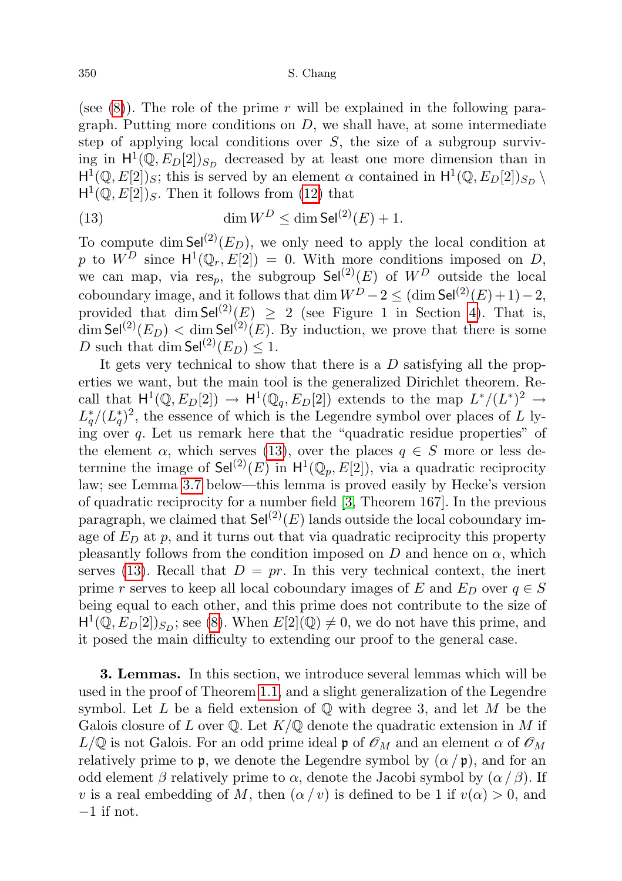(see (8)). The role of the prime $r$ will be explained in the following paragraph. Putting more conditions on $D$, we shall have, at some intermediate step of applying local conditions over $S$, the size of a subgroup surviving in $\mathsf{H}^1(\mathbb{Q}, E_D[2])_{S_D}$ decreased by at least one more dimension than in $\mathsf{H}^1(\mathbb{Q}, E[2])_S$; this is served by an element $\alpha$ contained in $\mathsf{H}^1(\mathbb{Q}, E_D[2])_{S_D} \setminus \mathsf{H}^1(\mathbb{Q}, E[2])_S$. Then it follows from (12) that

$$\dim W^D \leq \dim \mathsf{Sel}^{(2)}(E) + 1. \tag{13}$$

To compute $\dim \mathsf{Sel}^{(2)}(E_D)$, we only need to apply the local condition at $p$ to $W^D$ since $\mathsf{H}^1(\mathbb{Q}_r, E[2]) = 0$. With more conditions imposed on $D$, we can map, via $\mathrm{res}_p$, the subgroup $\mathsf{Sel}^{(2)}(E)$ of $W^D$ outside the local coboundary image, and it follows that $\dim W^D - 2 \leq (\dim \mathsf{Sel}^{(2)}(E) + 1) - 2$, provided that $\dim \mathsf{Sel}^{(2)}(E) \geq 2$ (see Figure 1 in Section 4). That is, $\dim \mathsf{Sel}^{(2)}(E_D) < \dim \mathsf{Sel}^{(2)}(E)$. By induction, we prove that there is some $D$ such that $\dim \mathsf{Sel}^{(2)}(E_D) \leq 1$.

It gets very technical to show that there is a $D$ satisfying all the properties we want, but the main tool is the generalized Dirichlet theorem. Recall that $\mathsf{H}^1(\mathbb{Q}, E_D[2]) \to \mathsf{H}^1(\mathbb{Q}_q, E_D[2])$ extends to the map $L^*/(L^*)^2 \to L_q^*/(L_q^*)^2$, the essence of which is the Legendre symbol over places of $L$ lying over $q$. Let us remark here that the "quadratic residue properties" of the element $\alpha$, which serves (13), over the places $q \in S$ more or less determine the image of $\mathsf{Sel}^{(2)}(E)$ in $\mathsf{H}^1(\mathbb{Q}_p, E[2])$, via a quadratic reciprocity law; see Lemma 3.7 below—this lemma is proved easily by Hecke's version of quadratic reciprocity for a number field [3, Theorem 167]. In the previous paragraph, we claimed that $\mathsf{Sel}^{(2)}(E)$ lands outside the local coboundary image of $E_D$ at $p$, and it turns out that via quadratic reciprocity this property pleasantly follows from the condition imposed on $D$ and hence on $\alpha$, which serves (13). Recall that $D = pr$. In this very technical context, the inert prime $r$ serves to keep all local coboundary images of $E$ and $E_D$ over $q \in S$ being equal to each other, and this prime does not contribute to the size of $\mathsf{H}^1(\mathbb{Q}, E_D[2])_{S_D}$; see (8). When $E[2](\mathbb{Q}) \neq 0$, we do not have this prime, and it posed the main difficulty to extending our proof to the general case.

## 3. Lemmas.

In this section, we introduce several lemmas which will be used in the proof of Theorem 1.1, and a slight generalization of the Legendre symbol. Let $L$ be a field extension of $\mathbb{Q}$ with degree 3, and let $M$ be the Galois closure of $L$ over $\mathbb{Q}$. Let $K/\mathbb{Q}$ denote the quadratic extension in $M$ if $L/\mathbb{Q}$ is not Galois. For an odd prime ideal $\mathfrak{p}$ of $\mathscr{O}_M$ and an element $\alpha$ of $\mathscr{O}_M$ relatively prime to $\mathfrak{p}$, we denote the Legendre symbol by $(\alpha \,/\, \mathfrak{p})$, and for an odd element $\beta$ relatively prime to $\alpha$, denote the Jacobi symbol by $(\alpha \,/\, \beta)$. If $v$ is a real embedding of $M$, then $(\alpha \,/\, v)$ is defined to be 1 if $v(\alpha) > 0$, and $-1$ if not.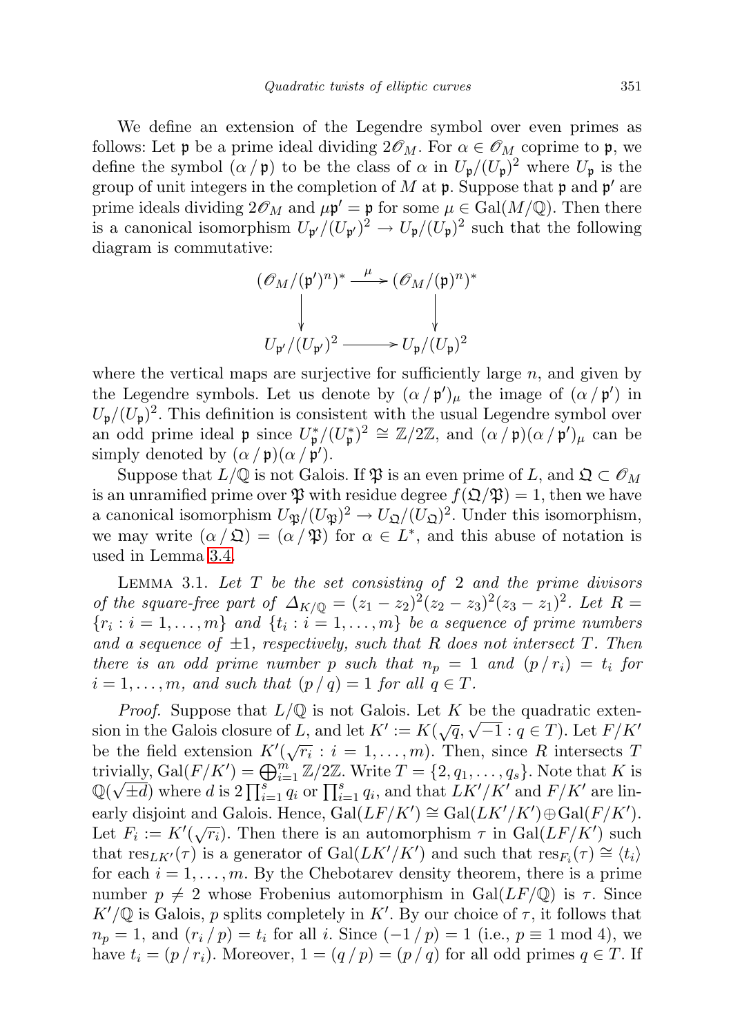We define an extension of the Legendre symbol over even primes as follows: Let $\mathfrak{p}$ be a prime ideal dividing $2\mathscr{O}_M$. For $\alpha \in \mathscr{O}_M$ coprime to $\mathfrak{p}$, we define the symbol $(\alpha \,/\, \mathfrak{p})$ to be the class of $\alpha$ in $U_{\mathfrak{p}}/(U_{\mathfrak{p}})^2$ where $U_{\mathfrak{p}}$ is the group of unit integers in the completion of $M$ at $\mathfrak{p}$. Suppose that $\mathfrak{p}$ and $\mathfrak{p}'$ are prime ideals dividing $2\mathscr{O}_M$ and $\mu\mathfrak{p}' = \mathfrak{p}$ for some $\mu \in \mathrm{Gal}(M/\mathbb{Q})$. Then there is a canonical isomorphism $U_{\mathfrak{p}'}/(U_{\mathfrak{p}'})^2 \to U_{\mathfrak{p}}/(U_{\mathfrak{p}})^2$ such that the following diagram is commutative:

$$\begin{array}{ccc} (\mathscr{O}_M/(\mathfrak{p}')^n)^* & \xrightarrow{\ \mu\ } & (\mathscr{O}_M/(\mathfrak{p})^n)^* \\ \downarrow & & \downarrow \\ U_{\mathfrak{p}'}/(U_{\mathfrak{p}'})^2 & \longrightarrow & U_{\mathfrak{p}}/(U_{\mathfrak{p}})^2 \end{array}$$

where the vertical maps are surjective for sufficiently large $n$, and given by the Legendre symbols. Let us denote by $(\alpha \,/\, \mathfrak{p}')_\mu$ the image of $(\alpha \,/\, \mathfrak{p}')$ in $U_{\mathfrak{p}}/(U_{\mathfrak{p}})^2$. This definition is consistent with the usual Legendre symbol over an odd prime ideal $\mathfrak{p}$ since $U_{\mathfrak{p}}^*/(U_{\mathfrak{p}}^*)^2 \cong \mathbb{Z}/2\mathbb{Z}$, and $(\alpha \,/\, \mathfrak{p})(\alpha \,/\, \mathfrak{p}')_\mu$ can be simply denoted by $(\alpha \,/\, \mathfrak{p})(\alpha \,/\, \mathfrak{p}')$.

Suppose that $L/\mathbb{Q}$ is not Galois. If $\mathfrak{P}$ is an even prime of $L$, and $\mathfrak{Q} \subset \mathscr{O}_M$ is an unramified prime over $\mathfrak{P}$ with residue degree $f(\mathfrak{Q}/\mathfrak{P}) = 1$, then we have a canonical isomorphism $U_{\mathfrak{P}}/(U_{\mathfrak{P}})^2 \to U_{\mathfrak{Q}}/(U_{\mathfrak{Q}})^2$. Under this isomorphism, we may write $(\alpha \,/\, \mathfrak{Q}) = (\alpha \,/\, \mathfrak{P})$ for $\alpha \in L^*$, and this abuse of notation is used in Lemma 3.4.

Lemma 3.1. *Let $T$ be the set consisting of 2 and the prime divisors of the square-free part of $\Delta_{K/\mathbb{Q}} = (z_1 - z_2)^2(z_2 - z_3)^2(z_3 - z_1)^2$. Let $R = \{r_i : i = 1, \ldots, m\}$ and $\{t_i : i = 1, \ldots, m\}$ be a sequence of prime numbers and a sequence of $\pm 1$, respectively, such that $R$ does not intersect $T$. Then there is an odd prime number $p$ such that $n_p = 1$ and $(p \,/\, r_i) = t_i$ for $i = 1, \ldots, m$, and such that $(p \,/\, q) = 1$ for all $q \in T$.*

*Proof.* Suppose that $L/\mathbb{Q}$ is not Galois. Let $K$ be the quadratic extension in the Galois closure of $L$, and let $K' := K(\sqrt{q}, \sqrt{-1} : q \in T)$. Let $F/K'$ be the field extension $K'(\sqrt{r_i} : i = 1, \ldots, m)$. Then, since $R$ intersects $T$ trivially, $\mathrm{Gal}(F/K') = \bigoplus_{i=1}^m \mathbb{Z}/2\mathbb{Z}$. Write $T = \{2, q_1, \ldots, q_s\}$. Note that $K$ is $\mathbb{Q}(\sqrt{\pm d})$ where $d$ is $2\prod_{i=1}^s q_i$ or $\prod_{i=1}^s q_i$, and that $LK'/K'$ and $F/K'$ are linearly disjoint and Galois. Hence, $\mathrm{Gal}(LF/K') \cong \mathrm{Gal}(LK'/K') \oplus \mathrm{Gal}(F/K')$. Let $F_i := K'(\sqrt{r_i})$. Then there is an automorphism $\tau$ in $\mathrm{Gal}(LF/K')$ such that $\mathrm{res}_{LK'}(\tau)$ is a generator of $\mathrm{Gal}(LK'/K')$ and such that $\mathrm{res}_{F_i}(\tau) \cong \langle t_i \rangle$ for each $i = 1, \ldots, m$. By the Chebotarev density theorem, there is a prime number $p \neq 2$ whose Frobenius automorphism in $\mathrm{Gal}(LF/\mathbb{Q})$ is $\tau$. Since $K'/\mathbb{Q}$ is Galois, $p$ splits completely in $K'$. By our choice of $\tau$, it follows that $n_p = 1$, and $(r_i \,/\, p) = t_i$ for all $i$. Since $(-1 \,/\, p) = 1$ (i.e., $p \equiv 1 \bmod 4$), we have $t_i = (p \,/\, r_i)$. Moreover, $1 = (q \,/\, p) = (p \,/\, q)$ for all odd primes $q \in T$. If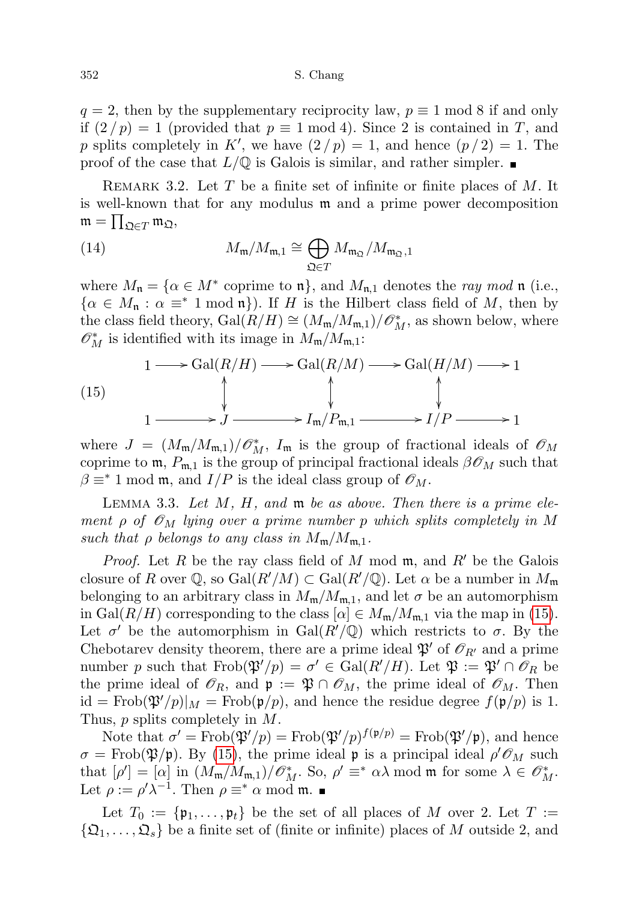$q = 2$, then by the supplementary reciprocity law, $p \equiv 1 \bmod 8$ if and only if $(2\,/\,p) = 1$ (provided that $p \equiv 1 \bmod 4$). Since 2 is contained in $T$, and $p$ splits completely in $K'$, we have $(2\,/\,p) = 1$, and hence $(p\,/\,2) = 1$. The proof of the case that $L/\mathbb{Q}$ is Galois is similar, and rather simpler. ∎

REMARK 3.2. Let $T$ be a finite set of infinite or finite places of $M$. It is well-known that for any modulus $\mathfrak{m}$ and a prime power decomposition $\mathfrak{m} = \prod_{\mathfrak{Q}\in T} \mathfrak{m}_{\mathfrak{Q}}$,

$$M_{\mathfrak{m}}/M_{\mathfrak{m},1} \cong \bigoplus_{\mathfrak{Q}\in T} M_{\mathfrak{m}_{\mathfrak{Q}}}/M_{\mathfrak{m}_{\mathfrak{Q}},1} \tag{14}$$

where $M_{\mathfrak{n}} = \{\alpha \in M^* \text{ coprime to } \mathfrak{n}\}$, and $M_{\mathfrak{n},1}$ denotes the *ray mod* $\mathfrak{n}$ (i.e., $\{\alpha \in M_{\mathfrak{n}} : \alpha \equiv^* 1 \bmod \mathfrak{n}\}$). If $H$ is the Hilbert class field of $M$, then by the class field theory, $\mathrm{Gal}(R/H) \cong (M_{\mathfrak{m}}/M_{\mathfrak{m},1})/\mathscr{O}_M^*$, as shown below, where $\mathscr{O}_M^*$ is identified with its image in $M_{\mathfrak{m}}/M_{\mathfrak{m},1}$:

$$\begin{array}{ccccccccc} 1 & \longrightarrow & \mathrm{Gal}(R/H) & \longrightarrow & \mathrm{Gal}(R/M) & \longrightarrow & \mathrm{Gal}(H/M) & \longrightarrow & 1 \\ & & \updownarrow & & \updownarrow & & \updownarrow & & \\ 1 & \longrightarrow & J & \longrightarrow & I_{\mathfrak{m}}/P_{\mathfrak{m},1} & \longrightarrow & I/P & \longrightarrow & 1 \end{array} \tag{15}$$

where $J = (M_{\mathfrak{m}}/M_{\mathfrak{m},1})/\mathscr{O}_M^*$, $I_{\mathfrak{m}}$ is the group of fractional ideals of $\mathscr{O}_M$ coprime to $\mathfrak{m}$, $P_{\mathfrak{m},1}$ is the group of principal fractional ideals $\beta\mathscr{O}_M$ such that $\beta \equiv^* 1 \bmod \mathfrak{m}$, and $I/P$ is the ideal class group of $\mathscr{O}_M$.

LEMMA 3.3. *Let $M$, $H$, and $\mathfrak{m}$ be as above. Then there is a prime element $\rho$ of $\mathscr{O}_M$ lying over a prime number $p$ which splits completely in $M$ such that $\rho$ belongs to any class in $M_{\mathfrak{m}}/M_{\mathfrak{m},1}$.*

*Proof.* Let $R$ be the ray class field of $M$ mod $\mathfrak{m}$, and $R'$ be the Galois closure of $R$ over $\mathbb{Q}$, so $\mathrm{Gal}(R'/M) \subset \mathrm{Gal}(R'/\mathbb{Q})$. Let $\alpha$ be a number in $M_{\mathfrak{m}}$ belonging to an arbitrary class in $M_{\mathfrak{m}}/M_{\mathfrak{m},1}$, and let $\sigma$ be an automorphism in $\mathrm{Gal}(R/H)$ corresponding to the class $[\alpha] \in M_{\mathfrak{m}}/M_{\mathfrak{m},1}$ via the map in (15). Let $\sigma'$ be the automorphism in $\mathrm{Gal}(R'/\mathbb{Q})$ which restricts to $\sigma$. By the Chebotarev density theorem, there are a prime ideal $\mathfrak{P}'$ of $\mathscr{O}_{R'}$ and a prime number $p$ such that $\mathrm{Frob}(\mathfrak{P}'/p) = \sigma' \in \mathrm{Gal}(R'/H)$. Let $\mathfrak{P} := \mathfrak{P}' \cap \mathscr{O}_R$ be the prime ideal of $\mathscr{O}_R$, and $\mathfrak{p} := \mathfrak{P} \cap \mathscr{O}_M$, the prime ideal of $\mathscr{O}_M$. Then $\mathrm{id} = \mathrm{Frob}(\mathfrak{P}'/p)|_M = \mathrm{Frob}(\mathfrak{p}/p)$, and hence the residue degree $f(\mathfrak{p}/p)$ is 1. Thus, $p$ splits completely in $M$.

Note that $\sigma' = \mathrm{Frob}(\mathfrak{P}'/p) = \mathrm{Frob}(\mathfrak{P}'/p)^{f(\mathfrak{p}/p)} = \mathrm{Frob}(\mathfrak{P}'/\mathfrak{p})$, and hence $\sigma = \mathrm{Frob}(\mathfrak{P}/\mathfrak{p})$. By (15), the prime ideal $\mathfrak{p}$ is a principal ideal $\rho'\mathscr{O}_M$ such that $[\rho'] = [\alpha]$ in $(M_{\mathfrak{m}}/M_{\mathfrak{m},1})/\mathscr{O}_M^*$. So, $\rho' \equiv^* \alpha\lambda \bmod \mathfrak{m}$ for some $\lambda \in \mathscr{O}_M^*$. Let $\rho := \rho'\lambda^{-1}$. Then $\rho \equiv^* \alpha \bmod \mathfrak{m}$. ∎

Let $T_0 := \{\mathfrak{p}_1, \ldots, \mathfrak{p}_t\}$ be the set of all places of $M$ over 2. Let $T := \{\mathfrak{Q}_1, \ldots, \mathfrak{Q}_s\}$ be a finite set of (finite or infinite) places of $M$ outside 2, and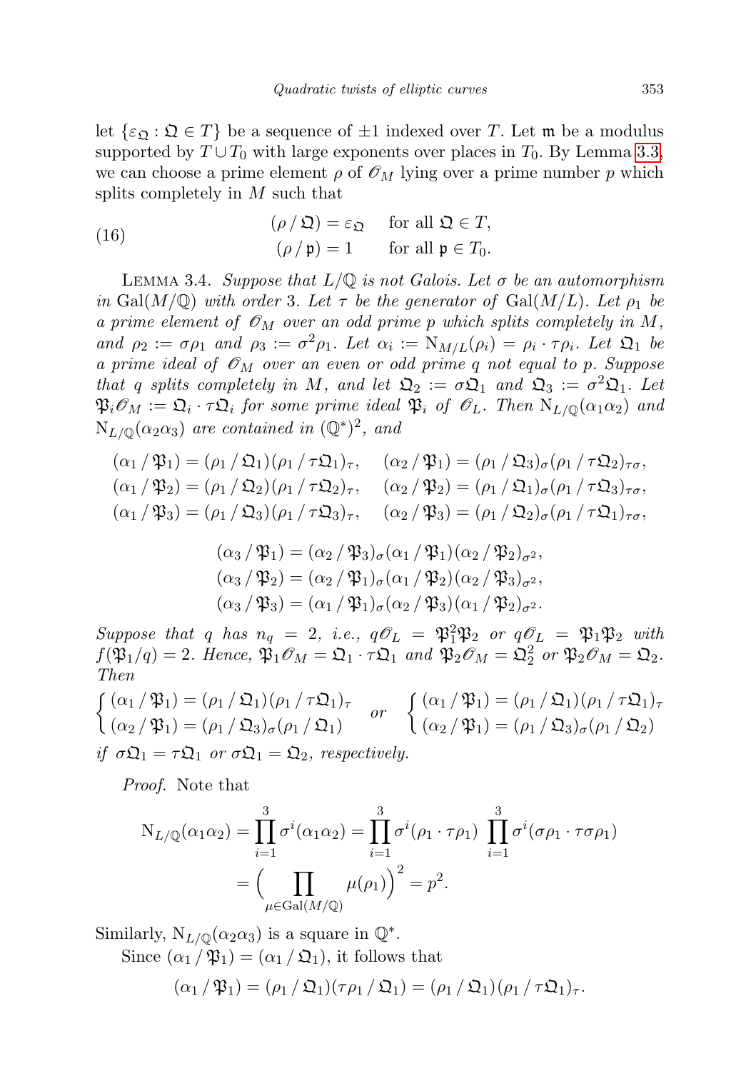let $\{\varepsilon_{\mathfrak{Q}} : \mathfrak{Q} \in T\}$ be a sequence of $\pm 1$ indexed over $T$. Let $\mathfrak{m}$ be a modulus supported by $T \cup T_0$ with large exponents over places in $T_0$. By Lemma 3.3, we can choose a prime element $\rho$ of $\mathscr{O}_M$ lying over a prime number $p$ which splits completely in $M$ such that

$$
\begin{aligned}
(\rho \,/\, \mathfrak{Q}) &= \varepsilon_{\mathfrak{Q}} \quad \text{for all } \mathfrak{Q} \in T, \\
(\rho \,/\, \mathfrak{p}) &= 1 \quad \text{for all } \mathfrak{p} \in T_0.
\end{aligned} \tag{16}
$$

Lemma 3.4. *Suppose that $L/\mathbb{Q}$ is not Galois. Let $\sigma$ be an automorphism in $\mathrm{Gal}(M/\mathbb{Q})$ with order 3. Let $\tau$ be the generator of $\mathrm{Gal}(M/L)$. Let $\rho_1$ be a prime element of $\mathscr{O}_M$ over an odd prime $p$ which splits completely in $M$, and $\rho_2 := \sigma\rho_1$ and $\rho_3 := \sigma^2\rho_1$. Let $\alpha_i := \mathrm{N}_{M/L}(\rho_i) = \rho_i \cdot \tau\rho_i$. Let $\mathfrak{Q}_1$ be a prime ideal of $\mathscr{O}_M$ over an even or odd prime $q$ not equal to $p$. Suppose that $q$ splits completely in $M$, and let $\mathfrak{Q}_2 := \sigma\mathfrak{Q}_1$ and $\mathfrak{Q}_3 := \sigma^2\mathfrak{Q}_1$. Let $\mathfrak{P}_i\mathscr{O}_M := \mathfrak{Q}_i \cdot \tau\mathfrak{Q}_i$ for some prime ideal $\mathfrak{P}_i$ of $\mathscr{O}_L$. Then $\mathrm{N}_{L/\mathbb{Q}}(\alpha_1\alpha_2)$ and $\mathrm{N}_{L/\mathbb{Q}}(\alpha_2\alpha_3)$ are contained in $(\mathbb{Q}^*)^2$, and*

$$
\begin{aligned}
(\alpha_1 \,/\, \mathfrak{P}_1) &= (\rho_1 \,/\, \mathfrak{Q}_1)(\rho_1 \,/\, \tau\mathfrak{Q}_1)_\tau, &\quad (\alpha_2 \,/\, \mathfrak{P}_1) &= (\rho_1 \,/\, \mathfrak{Q}_3)_\sigma(\rho_1 \,/\, \tau\mathfrak{Q}_2)_{\tau\sigma}, \\
(\alpha_1 \,/\, \mathfrak{P}_2) &= (\rho_1 \,/\, \mathfrak{Q}_2)(\rho_1 \,/\, \tau\mathfrak{Q}_2)_\tau, &\quad (\alpha_2 \,/\, \mathfrak{P}_2) &= (\rho_1 \,/\, \mathfrak{Q}_1)_\sigma(\rho_1 \,/\, \tau\mathfrak{Q}_3)_{\tau\sigma}, \\
(\alpha_1 \,/\, \mathfrak{P}_3) &= (\rho_1 \,/\, \mathfrak{Q}_3)(\rho_1 \,/\, \tau\mathfrak{Q}_3)_\tau, &\quad (\alpha_2 \,/\, \mathfrak{P}_3) &= (\rho_1 \,/\, \mathfrak{Q}_2)_\sigma(\rho_1 \,/\, \tau\mathfrak{Q}_1)_{\tau\sigma},
\end{aligned}
$$

$$
\begin{aligned}
(\alpha_3 \,/\, \mathfrak{P}_1) &= (\alpha_2 \,/\, \mathfrak{P}_3)_\sigma(\alpha_1 \,/\, \mathfrak{P}_1)(\alpha_2 \,/\, \mathfrak{P}_2)_{\sigma^2}, \\
(\alpha_3 \,/\, \mathfrak{P}_2) &= (\alpha_2 \,/\, \mathfrak{P}_1)_\sigma(\alpha_1 \,/\, \mathfrak{P}_2)(\alpha_2 \,/\, \mathfrak{P}_3)_{\sigma^2}, \\
(\alpha_3 \,/\, \mathfrak{P}_3) &= (\alpha_1 \,/\, \mathfrak{P}_1)_\sigma(\alpha_2 \,/\, \mathfrak{P}_3)(\alpha_1 \,/\, \mathfrak{P}_2)_{\sigma^2}.
\end{aligned}
$$

*Suppose that $q$ has $n_q = 2$, i.e., $q\mathscr{O}_L = \mathfrak{P}_1^2\mathfrak{P}_2$ or $q\mathscr{O}_L = \mathfrak{P}_1\mathfrak{P}_2$ with $f(\mathfrak{P}_1/q) = 2$. Hence, $\mathfrak{P}_1\mathscr{O}_M = \mathfrak{Q}_1 \cdot \tau\mathfrak{Q}_1$ and $\mathfrak{P}_2\mathscr{O}_M = \mathfrak{Q}_2^2$ or $\mathfrak{P}_2\mathscr{O}_M = \mathfrak{Q}_2$. Then*

$$
\begin{cases}
(\alpha_1 \,/\, \mathfrak{P}_1) = (\rho_1 \,/\, \mathfrak{Q}_1)(\rho_1 \,/\, \tau\mathfrak{Q}_1)_\tau \\
(\alpha_2 \,/\, \mathfrak{P}_1) = (\rho_1 \,/\, \mathfrak{Q}_3)_\sigma(\rho_1 \,/\, \mathfrak{Q}_1)
\end{cases}
\quad \text{or} \quad
\begin{cases}
(\alpha_1 \,/\, \mathfrak{P}_1) = (\rho_1 \,/\, \mathfrak{Q}_1)(\rho_1 \,/\, \tau\mathfrak{Q}_1)_\tau \\
(\alpha_2 \,/\, \mathfrak{P}_1) = (\rho_1 \,/\, \mathfrak{Q}_3)_\sigma(\rho_1 \,/\, \mathfrak{Q}_2)
\end{cases}
$$

*if $\sigma\mathfrak{Q}_1 = \tau\mathfrak{Q}_1$ or $\sigma\mathfrak{Q}_1 = \mathfrak{Q}_2$, respectively.*

*Proof.* Note that

$$
\begin{aligned}
\mathrm{N}_{L/\mathbb{Q}}(\alpha_1\alpha_2) &= \prod_{i=1}^{3} \sigma^i(\alpha_1\alpha_2) = \prod_{i=1}^{3} \sigma^i(\rho_1 \cdot \tau\rho_1) \prod_{i=1}^{3} \sigma^i(\sigma\rho_1 \cdot \tau\sigma\rho_1) \\
&= \Big( \prod_{\mu \in \mathrm{Gal}(M/\mathbb{Q})} \mu(\rho_1) \Big)^2 = p^2.
\end{aligned}
$$

Similarly, $\mathrm{N}_{L/\mathbb{Q}}(\alpha_2\alpha_3)$ is a square in $\mathbb{Q}^*$.

Since $(\alpha_1 \,/\, \mathfrak{P}_1) = (\alpha_1 \,/\, \mathfrak{Q}_1)$, it follows that

$$
(\alpha_1 \,/\, \mathfrak{P}_1) = (\rho_1 \,/\, \mathfrak{Q}_1)(\tau\rho_1 \,/\, \mathfrak{Q}_1) = (\rho_1 \,/\, \mathfrak{Q}_1)(\rho_1 \,/\, \tau\mathfrak{Q}_1)_\tau.
$$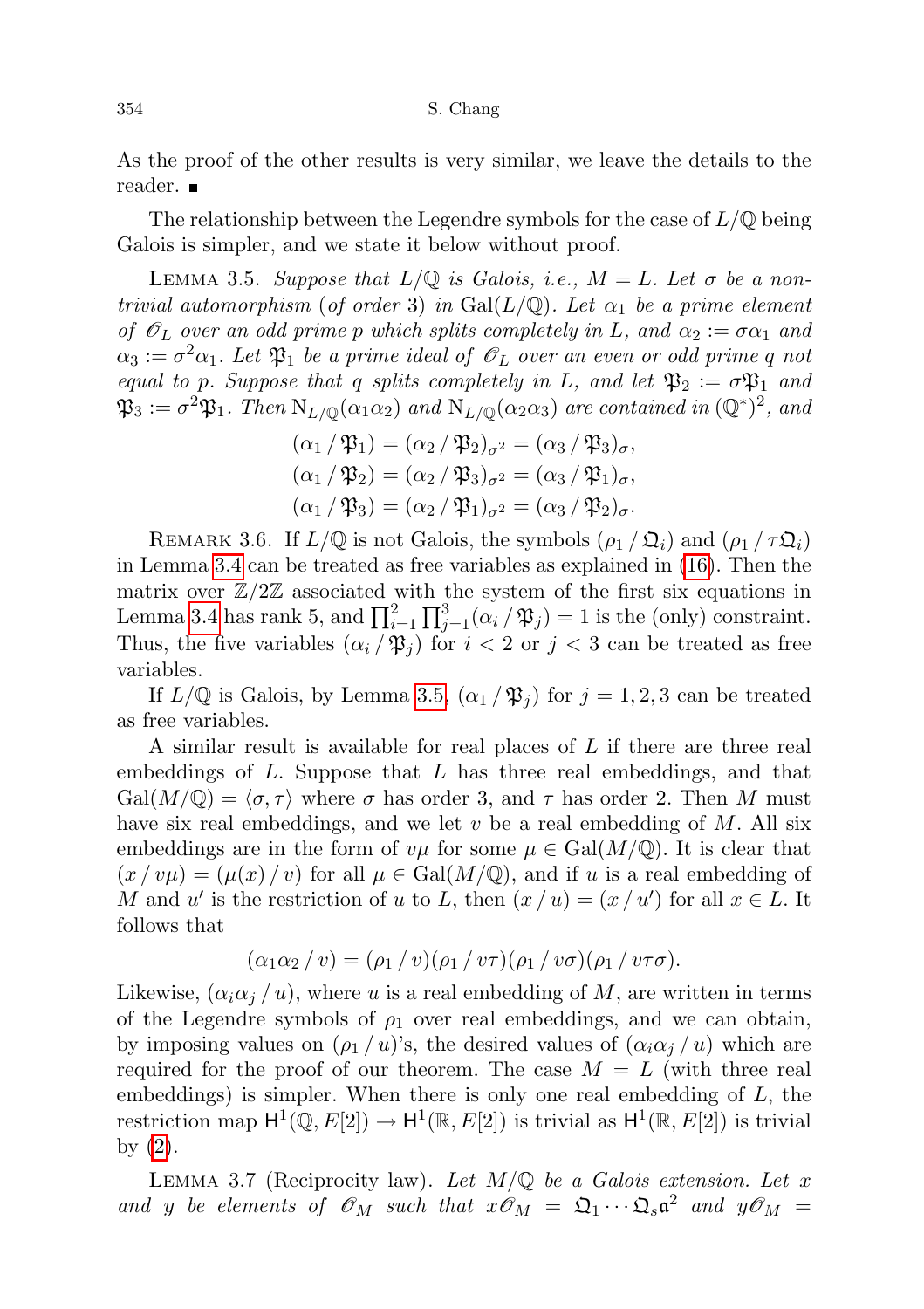As the proof of the other results is very similar, we leave the details to the reader. ∎

The relationship between the Legendre symbols for the case of $L/\mathbb{Q}$ being Galois is simpler, and we state it below without proof.

Lemma 3.5. *Suppose that $L/\mathbb{Q}$ is Galois, i.e., $M = L$. Let $\sigma$ be a nontrivial automorphism (of order 3) in $\mathrm{Gal}(L/\mathbb{Q})$. Let $\alpha_1$ be a prime element of $\mathscr{O}_L$ over an odd prime $p$ which splits completely in $L$, and $\alpha_2 := \sigma\alpha_1$ and $\alpha_3 := \sigma^2\alpha_1$. Let $\mathfrak{P}_1$ be a prime ideal of $\mathscr{O}_L$ over an even or odd prime $q$ not equal to $p$. Suppose that $q$ splits completely in $L$, and let $\mathfrak{P}_2 := \sigma\mathfrak{P}_1$ and $\mathfrak{P}_3 := \sigma^2\mathfrak{P}_1$. Then $\mathrm{N}_{L/\mathbb{Q}}(\alpha_1\alpha_2)$ and $\mathrm{N}_{L/\mathbb{Q}}(\alpha_2\alpha_3)$ are contained in $(\mathbb{Q}^*)^2$, and*

$$
\begin{aligned}
(\alpha_1 \,/\, \mathfrak{P}_1) &= (\alpha_2 \,/\, \mathfrak{P}_2)_{\sigma^2} = (\alpha_3 \,/\, \mathfrak{P}_3)_{\sigma},\\
(\alpha_1 \,/\, \mathfrak{P}_2) &= (\alpha_2 \,/\, \mathfrak{P}_3)_{\sigma^2} = (\alpha_3 \,/\, \mathfrak{P}_1)_{\sigma},\\
(\alpha_1 \,/\, \mathfrak{P}_3) &= (\alpha_2 \,/\, \mathfrak{P}_1)_{\sigma^2} = (\alpha_3 \,/\, \mathfrak{P}_2)_{\sigma}.
\end{aligned}
$$

Remark 3.6. If $L/\mathbb{Q}$ is not Galois, the symbols $(\rho_1 \,/\, \mathfrak{Q}_i)$ and $(\rho_1 \,/\, \tau\mathfrak{Q}_i)$ in Lemma 3.4 can be treated as free variables as explained in (16). Then the matrix over $\mathbb{Z}/2\mathbb{Z}$ associated with the system of the first six equations in Lemma 3.4 has rank 5, and $\prod_{i=1}^{2}\prod_{j=1}^{3}(\alpha_i \,/\, \mathfrak{P}_j) = 1$ is the (only) constraint. Thus, the five variables $(\alpha_i \,/\, \mathfrak{P}_j)$ for $i < 2$ or $j < 3$ can be treated as free variables.

If $L/\mathbb{Q}$ is Galois, by Lemma 3.5, $(\alpha_1 \,/\, \mathfrak{P}_j)$ for $j = 1, 2, 3$ can be treated as free variables.

A similar result is available for real places of $L$ if there are three real embeddings of $L$. Suppose that $L$ has three real embeddings, and that $\mathrm{Gal}(M/\mathbb{Q}) = \langle \sigma, \tau\rangle$ where $\sigma$ has order 3, and $\tau$ has order 2. Then $M$ must have six real embeddings, and we let $v$ be a real embedding of $M$. All six embeddings are in the form of $v\mu$ for some $\mu \in \mathrm{Gal}(M/\mathbb{Q})$. It is clear that $(x \,/\, v\mu) = (\mu(x) \,/\, v)$ for all $\mu \in \mathrm{Gal}(M/\mathbb{Q})$, and if $u$ is a real embedding of $M$ and $u'$ is the restriction of $u$ to $L$, then $(x \,/\, u) = (x \,/\, u')$ for all $x \in L$. It follows that

$$
(\alpha_1\alpha_2 \,/\, v) = (\rho_1 \,/\, v)(\rho_1 \,/\, v\tau)(\rho_1 \,/\, v\sigma)(\rho_1 \,/\, v\tau\sigma).
$$

Likewise, $(\alpha_i\alpha_j \,/\, u)$, where $u$ is a real embedding of $M$, are written in terms of the Legendre symbols of $\rho_1$ over real embeddings, and we can obtain, by imposing values on $(\rho_1 \,/\, u)$'s, the desired values of $(\alpha_i\alpha_j \,/\, u)$ which are required for the proof of our theorem. The case $M = L$ (with three real embeddings) is simpler. When there is only one real embedding of $L$, the restriction map $\mathsf{H}^1(\mathbb{Q}, E[2]) \to \mathsf{H}^1(\mathbb{R}, E[2])$ is trivial as $\mathsf{H}^1(\mathbb{R}, E[2])$ is trivial by (2).

Lemma 3.7 (Reciprocity law). *Let $M/\mathbb{Q}$ be a Galois extension. Let $x$ and $y$ be elements of $\mathscr{O}_M$ such that $x\mathscr{O}_M = \mathfrak{Q}_1\cdots\mathfrak{Q}_s\mathfrak{a}^2$ and $y\mathscr{O}_M =$*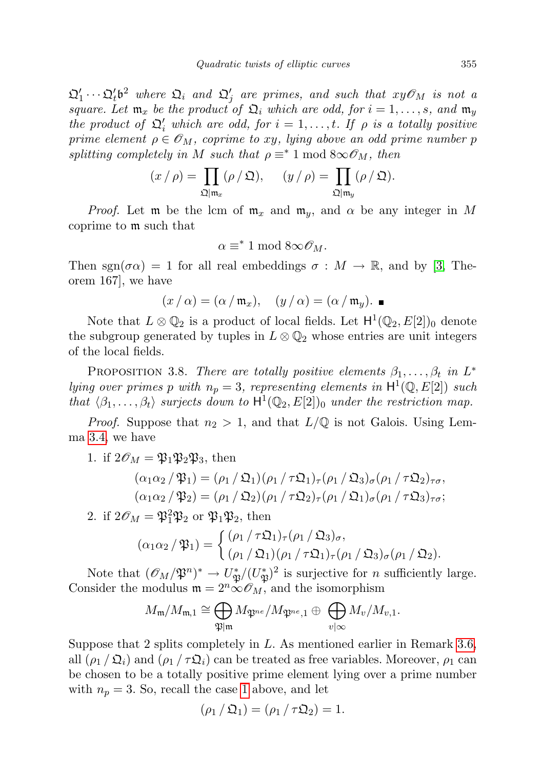$\mathfrak{Q}_1' \cdots \mathfrak{Q}_t' \mathfrak{b}^2$ *where* $\mathfrak{Q}_i$ *and* $\mathfrak{Q}_j'$ *are primes, and such that* $xy\mathscr{O}_M$ *is not a square. Let* $\mathfrak{m}_x$ *be the product of* $\mathfrak{Q}_i$ *which are odd, for* $i = 1, \ldots, s$, *and* $\mathfrak{m}_y$ *the product of* $\mathfrak{Q}_i'$ *which are odd, for* $i = 1, \ldots, t$. *If* $\rho$ *is a totally positive prime element* $\rho \in \mathscr{O}_M$, *coprime to* $xy$, *lying above an odd prime number* $p$ *splitting completely in* $M$ *such that* $\rho \equiv^* 1 \bmod 8\infty\mathscr{O}_M$, *then*

$$(x \,/\, \rho) = \prod_{\mathfrak{Q} | \mathfrak{m}_x} (\rho \,/\, \mathfrak{Q}), \qquad (y \,/\, \rho) = \prod_{\mathfrak{Q} | \mathfrak{m}_y} (\rho \,/\, \mathfrak{Q}).$$

*Proof.* Let $\mathfrak{m}$ be the lcm of $\mathfrak{m}_x$ and $\mathfrak{m}_y$, and $\alpha$ be any integer in $M$ coprime to $\mathfrak{m}$ such that

$$\alpha \equiv^* 1 \bmod 8\infty\mathscr{O}_M.$$

Then $\mathrm{sgn}(\sigma\alpha) = 1$ for all real embeddings $\sigma : M \to \mathbb{R}$, and by [3, Theorem 167], we have

$$(x \,/\, \alpha) = (\alpha \,/\, \mathfrak{m}_x), \quad (y \,/\, \alpha) = (\alpha \,/\, \mathfrak{m}_y). \ \blacksquare$$

Note that $L \otimes \mathbb{Q}_2$ is a product of local fields. Let $\mathsf{H}^1(\mathbb{Q}_2, E[2])_0$ denote the subgroup generated by tuples in $L \otimes \mathbb{Q}_2$ whose entries are unit integers of the local fields.

PROPOSITION 3.8. *There are totally positive elements* $\beta_1, \ldots, \beta_t$ *in* $L^*$ *lying over primes* $p$ *with* $n_p = 3$, *representing elements in* $\mathsf{H}^1(\mathbb{Q}, E[2])$ *such that* $\langle \beta_1, \ldots, \beta_t \rangle$ *surjects down to* $\mathsf{H}^1(\mathbb{Q}_2, E[2])_0$ *under the restriction map.*

*Proof.* Suppose that $n_2 > 1$, and that $L/\mathbb{Q}$ is not Galois. Using Lemma 3.4, we have

1. if $2\mathscr{O}_M = \mathfrak{P}_1\mathfrak{P}_2\mathfrak{P}_3$, then
$$(\alpha_1\alpha_2 \,/\, \mathfrak{P}_1) = (\rho_1 \,/\, \mathfrak{Q}_1)(\rho_1 \,/\, \tau\mathfrak{Q}_1)_\tau(\rho_1 \,/\, \mathfrak{Q}_3)_\sigma(\rho_1 \,/\, \tau\mathfrak{Q}_2)_{\tau\sigma},$$
$$(\alpha_1\alpha_2 \,/\, \mathfrak{P}_2) = (\rho_1 \,/\, \mathfrak{Q}_2)(\rho_1 \,/\, \tau\mathfrak{Q}_2)_\tau(\rho_1 \,/\, \mathfrak{Q}_1)_\sigma(\rho_1 \,/\, \tau\mathfrak{Q}_3)_{\tau\sigma};$$

2. if $2\mathscr{O}_M = \mathfrak{P}_1^2\mathfrak{P}_2$ or $\mathfrak{P}_1\mathfrak{P}_2$, then
$$(\alpha_1\alpha_2 \,/\, \mathfrak{P}_1) = \begin{cases} (\rho_1 \,/\, \tau\mathfrak{Q}_1)_\tau(\rho_1 \,/\, \mathfrak{Q}_3)_\sigma, \\ (\rho_1 \,/\, \mathfrak{Q}_1)(\rho_1 \,/\, \tau\mathfrak{Q}_1)_\tau(\rho_1 \,/\, \mathfrak{Q}_3)_\sigma(\rho_1 \,/\, \mathfrak{Q}_2). \end{cases}$$

Note that $(\mathscr{O}_M/\mathfrak{P}^n)^* \to U_{\mathfrak{P}}^*/(U_{\mathfrak{P}}^*)^2$ is surjective for $n$ sufficiently large. Consider the modulus $\mathfrak{m} = 2^n\infty\mathscr{O}_M$, and the isomorphism

$$M_{\mathfrak{m}}/M_{\mathfrak{m},1} \cong \bigoplus_{\mathfrak{P}|\mathfrak{m}} M_{\mathfrak{P}^{ne}}/M_{\mathfrak{P}^{ne},1} \oplus \bigoplus_{v|\infty} M_v/M_{v,1}.$$

Suppose that 2 splits completely in $L$. As mentioned earlier in Remark 3.6, all $(\rho_1 \,/\, \mathfrak{Q}_i)$ and $(\rho_1 \,/\, \tau\mathfrak{Q}_i)$ can be treated as free variables. Moreover, $\rho_1$ can be chosen to be a totally positive prime element lying over a prime number with $n_p = 3$. So, recall the case 1 above, and let

$$(\rho_1 \,/\, \mathfrak{Q}_1) = (\rho_1 \,/\, \tau\mathfrak{Q}_2) = 1.$$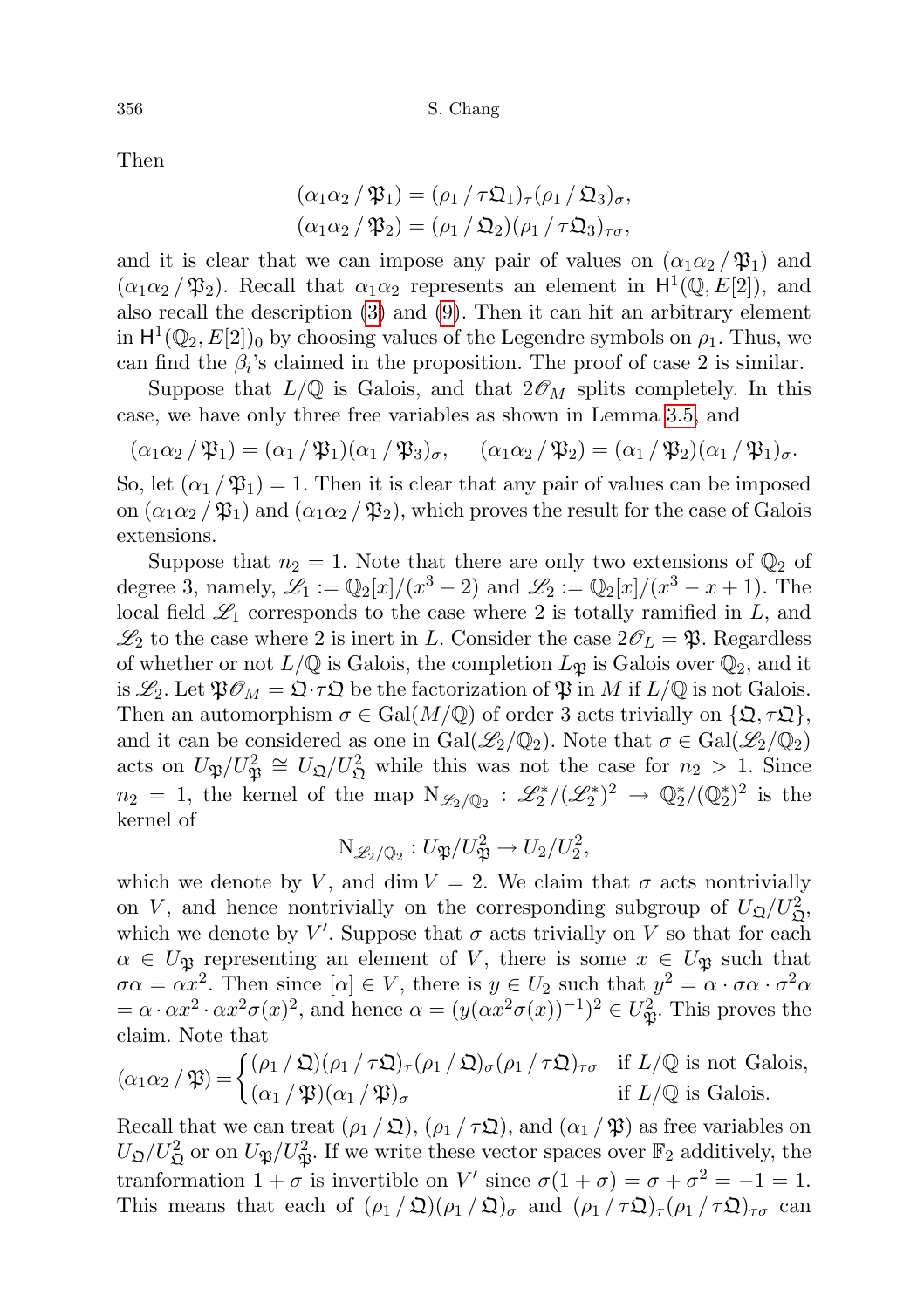Then

$$(\alpha_1\alpha_2 \,/\, \mathfrak{P}_1) = (\rho_1 \,/\, \tau\mathfrak{Q}_1)_\tau (\rho_1 \,/\, \mathfrak{Q}_3)_\sigma,$$
$$(\alpha_1\alpha_2 \,/\, \mathfrak{P}_2) = (\rho_1 \,/\, \mathfrak{Q}_2)(\rho_1 \,/\, \tau\mathfrak{Q}_3)_{\tau\sigma},$$

and it is clear that we can impose any pair of values on $(\alpha_1\alpha_2 \,/\, \mathfrak{P}_1)$ and $(\alpha_1\alpha_2 \,/\, \mathfrak{P}_2)$. Recall that $\alpha_1\alpha_2$ represents an element in $\mathsf{H}^1(\mathbb{Q}, E[2])$, and also recall the description (3) and (9). Then it can hit an arbitrary element in $\mathsf{H}^1(\mathbb{Q}_2, E[2])_0$ by choosing values of the Legendre symbols on $\rho_1$. Thus, we can find the $\beta_i$'s claimed in the proposition. The proof of case 2 is similar.

Suppose that $L/\mathbb{Q}$ is Galois, and that $2\mathscr{O}_M$ splits completely. In this case, we have only three free variables as shown in Lemma 3.5, and

$$(\alpha_1\alpha_2 \,/\, \mathfrak{P}_1) = (\alpha_1 \,/\, \mathfrak{P}_1)(\alpha_1 \,/\, \mathfrak{P}_3)_\sigma, \quad (\alpha_1\alpha_2 \,/\, \mathfrak{P}_2) = (\alpha_1 \,/\, \mathfrak{P}_2)(\alpha_1 \,/\, \mathfrak{P}_1)_\sigma.$$

So, let $(\alpha_1 \,/\, \mathfrak{P}_1) = 1$. Then it is clear that any pair of values can be imposed on $(\alpha_1\alpha_2 \,/\, \mathfrak{P}_1)$ and $(\alpha_1\alpha_2 \,/\, \mathfrak{P}_2)$, which proves the result for the case of Galois extensions.

Suppose that $n_2 = 1$. Note that there are only two extensions of $\mathbb{Q}_2$ of degree 3, namely, $\mathscr{L}_1 := \mathbb{Q}_2[x]/(x^3 - 2)$ and $\mathscr{L}_2 := \mathbb{Q}_2[x]/(x^3 - x + 1)$. The local field $\mathscr{L}_1$ corresponds to the case where 2 is totally ramified in $L$, and $\mathscr{L}_2$ to the case where 2 is inert in $L$. Consider the case $2\mathscr{O}_L = \mathfrak{P}$. Regardless of whether or not $L/\mathbb{Q}$ is Galois, the completion $L_\mathfrak{P}$ is Galois over $\mathbb{Q}_2$, and it is $\mathscr{L}_2$. Let $\mathfrak{P}\mathscr{O}_M = \mathfrak{Q}\cdot\tau\mathfrak{Q}$ be the factorization of $\mathfrak{P}$ in $M$ if $L/\mathbb{Q}$ is not Galois. Then an automorphism $\sigma \in \mathrm{Gal}(M/\mathbb{Q})$ of order 3 acts trivially on $\{\mathfrak{Q}, \tau\mathfrak{Q}\}$, and it can be considered as one in $\mathrm{Gal}(\mathscr{L}_2/\mathbb{Q}_2)$. Note that $\sigma \in \mathrm{Gal}(\mathscr{L}_2/\mathbb{Q}_2)$ acts on $U_\mathfrak{P}/U_\mathfrak{P}^2 \cong U_\mathfrak{Q}/U_\mathfrak{Q}^2$ while this was not the case for $n_2 > 1$. Since $n_2 = 1$, the kernel of the map $\mathrm{N}_{\mathscr{L}_2/\mathbb{Q}_2} : \mathscr{L}_2^*/(\mathscr{L}_2^*)^2 \to \mathbb{Q}_2^*/(\mathbb{Q}_2^*)^2$ is the kernel of

$$\mathrm{N}_{\mathscr{L}_2/\mathbb{Q}_2} : U_\mathfrak{P}/U_\mathfrak{P}^2 \to U_2/U_2^2,$$

which we denote by $V$, and $\dim V = 2$. We claim that $\sigma$ acts nontrivially on $V$, and hence nontrivially on the corresponding subgroup of $U_\mathfrak{Q}/U_\mathfrak{Q}^2$, which we denote by $V'$. Suppose that $\sigma$ acts trivially on $V$ so that for each $\alpha \in U_\mathfrak{P}$ representing an element of $V$, there is some $x \in U_\mathfrak{P}$ such that $\sigma\alpha = \alpha x^2$. Then since $[\alpha] \in V$, there is $y \in U_2$ such that $y^2 = \alpha \cdot \sigma\alpha \cdot \sigma^2\alpha = \alpha \cdot \alpha x^2 \cdot \alpha x^2 \sigma(x)^2$, and hence $\alpha = (y(\alpha x^2\sigma(x))^{-1})^2 \in U_\mathfrak{P}^2$. This proves the claim. Note that

$$(\alpha_1\alpha_2 \,/\, \mathfrak{P}) = \begin{cases} (\rho_1 \,/\, \mathfrak{Q})(\rho_1 \,/\, \tau\mathfrak{Q})_\tau(\rho_1 \,/\, \mathfrak{Q})_\sigma(\rho_1 \,/\, \tau\mathfrak{Q})_{\tau\sigma} & \text{if } L/\mathbb{Q} \text{ is not Galois,} \\ (\alpha_1 \,/\, \mathfrak{P})(\alpha_1 \,/\, \mathfrak{P})_\sigma & \text{if } L/\mathbb{Q} \text{ is Galois.} \end{cases}$$

Recall that we can treat $(\rho_1 \,/\, \mathfrak{Q})$, $(\rho_1 \,/\, \tau\mathfrak{Q})$, and $(\alpha_1 \,/\, \mathfrak{P})$ as free variables on $U_\mathfrak{Q}/U_\mathfrak{Q}^2$ or on $U_\mathfrak{P}/U_\mathfrak{P}^2$. If we write these vector spaces over $\mathbb{F}_2$ additively, the tranformation $1 + \sigma$ is invertible on $V'$ since $\sigma(1 + \sigma) = \sigma + \sigma^2 = -1 = 1$. This means that each of $(\rho_1 \,/\, \mathfrak{Q})(\rho_1 \,/\, \mathfrak{Q})_\sigma$ and $(\rho_1 \,/\, \tau\mathfrak{Q})_\tau(\rho_1 \,/\, \tau\mathfrak{Q})_{\tau\sigma}$ can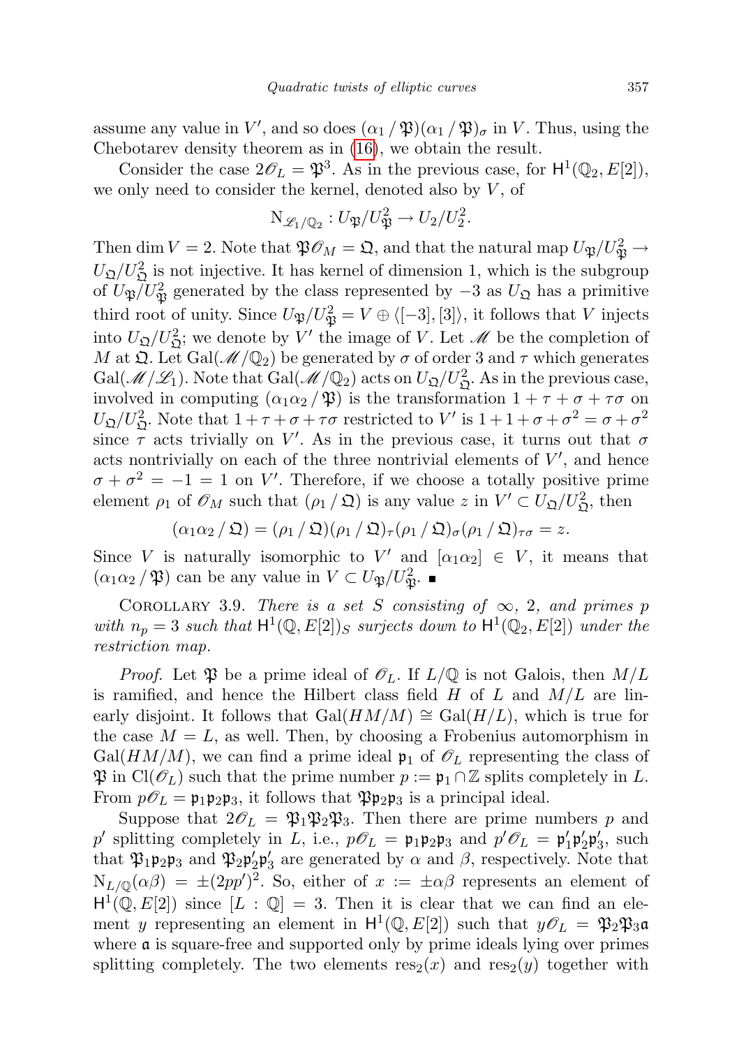assume any value in $V'$, and so does $(\alpha_1 \,/\, \mathfrak{P})(\alpha_1 \,/\, \mathfrak{P})_\sigma$ in $V$. Thus, using the Chebotarev density theorem as in (16), we obtain the result.

Consider the case $2\mathscr{O}_L = \mathfrak{P}^3$. As in the previous case, for $\mathsf{H}^1(\mathbb{Q}_2, E[2])$, we only need to consider the kernel, denoted also by $V$, of

$$\mathrm{N}_{\mathscr{L}_1/\mathbb{Q}_2} : U_\mathfrak{P}/U_\mathfrak{P}^2 \to U_2/U_2^2.$$

Then $\dim V = 2$. Note that $\mathfrak{P}\mathscr{O}_M = \mathfrak{Q}$, and that the natural map $U_\mathfrak{P}/U_\mathfrak{P}^2 \to U_\mathfrak{Q}/U_\mathfrak{Q}^2$ is not injective. It has kernel of dimension 1, which is the subgroup of $U_\mathfrak{P}/U_\mathfrak{P}^2$ generated by the class represented by $-3$ as $U_\mathfrak{Q}$ has a primitive third root of unity. Since $U_\mathfrak{P}/U_\mathfrak{P}^2 = V \oplus \langle [-3], [3] \rangle$, it follows that $V$ injects into $U_\mathfrak{Q}/U_\mathfrak{Q}^2$; we denote by $V'$ the image of $V$. Let $\mathscr{M}$ be the completion of $M$ at $\mathfrak{Q}$. Let $\mathrm{Gal}(\mathscr{M}/\mathbb{Q}_2)$ be generated by $\sigma$ of order 3 and $\tau$ which generates $\mathrm{Gal}(\mathscr{M}/\mathscr{L}_1)$. Note that $\mathrm{Gal}(\mathscr{M}/\mathbb{Q}_2)$ acts on $U_\mathfrak{Q}/U_\mathfrak{Q}^2$. As in the previous case, involved in computing $(\alpha_1\alpha_2 \,/\, \mathfrak{P})$ is the transformation $1 + \tau + \sigma + \tau\sigma$ on $U_\mathfrak{Q}/U_\mathfrak{Q}^2$. Note that $1 + \tau + \sigma + \tau\sigma$ restricted to $V'$ is $1 + 1 + \sigma + \sigma^2 = \sigma + \sigma^2$ since $\tau$ acts trivially on $V'$. As in the previous case, it turns out that $\sigma$ acts nontrivially on each of the three nontrivial elements of $V'$, and hence $\sigma + \sigma^2 = -1 = 1$ on $V'$. Therefore, if we choose a totally positive prime element $\rho_1$ of $\mathscr{O}_M$ such that $(\rho_1 \,/\, \mathfrak{Q})$ is any value $z$ in $V' \subset U_\mathfrak{Q}/U_\mathfrak{Q}^2$, then

$$(\alpha_1\alpha_2 \,/\, \mathfrak{Q}) = (\rho_1 \,/\, \mathfrak{Q})(\rho_1 \,/\, \mathfrak{Q})_\tau(\rho_1 \,/\, \mathfrak{Q})_\sigma(\rho_1 \,/\, \mathfrak{Q})_{\tau\sigma} = z.$$

Since $V$ is naturally isomorphic to $V'$ and $[\alpha_1\alpha_2] \in V$, it means that $(\alpha_1\alpha_2 \,/\, \mathfrak{P})$ can be any value in $V \subset U_\mathfrak{P}/U_\mathfrak{P}^2$. ∎

COROLLARY 3.9. *There is a set $S$ consisting of $\infty$, 2, and primes $p$ with $n_p = 3$ such that $\mathsf{H}^1(\mathbb{Q}, E[2])_S$ surjects down to $\mathsf{H}^1(\mathbb{Q}_2, E[2])$ under the restriction map.*

*Proof.* Let $\mathfrak{P}$ be a prime ideal of $\mathscr{O}_L$. If $L/\mathbb{Q}$ is not Galois, then $M/L$ is ramified, and hence the Hilbert class field $H$ of $L$ and $M/L$ are linearly disjoint. It follows that $\mathrm{Gal}(HM/M) \cong \mathrm{Gal}(H/L)$, which is true for the case $M = L$, as well. Then, by choosing a Frobenius automorphism in $\mathrm{Gal}(HM/M)$, we can find a prime ideal $\mathfrak{p}_1$ of $\mathscr{O}_L$ representing the class of $\mathfrak{P}$ in $\mathrm{Cl}(\mathscr{O}_L)$ such that the prime number $p := \mathfrak{p}_1 \cap \mathbb{Z}$ splits completely in $L$. From $p\mathscr{O}_L = \mathfrak{p}_1\mathfrak{p}_2\mathfrak{p}_3$, it follows that $\mathfrak{P}\mathfrak{p}_2\mathfrak{p}_3$ is a principal ideal.

Suppose that $2\mathscr{O}_L = \mathfrak{P}_1\mathfrak{P}_2\mathfrak{P}_3$. Then there are prime numbers $p$ and $p'$ splitting completely in $L$, i.e., $p\mathscr{O}_L = \mathfrak{p}_1\mathfrak{p}_2\mathfrak{p}_3$ and $p'\mathscr{O}_L = \mathfrak{p}'_1\mathfrak{p}'_2\mathfrak{p}'_3$, such that $\mathfrak{P}_1\mathfrak{p}_2\mathfrak{p}_3$ and $\mathfrak{P}_2\mathfrak{p}'_2\mathfrak{p}'_3$ are generated by $\alpha$ and $\beta$, respectively. Note that $\mathrm{N}_{L/\mathbb{Q}}(\alpha\beta) = \pm(2pp')^2$. So, either of $x := \pm\alpha\beta$ represents an element of $\mathsf{H}^1(\mathbb{Q}, E[2])$ since $[L : \mathbb{Q}] = 3$. Then it is clear that we can find an element $y$ representing an element in $\mathsf{H}^1(\mathbb{Q}, E[2])$ such that $y\mathscr{O}_L = \mathfrak{P}_2\mathfrak{P}_3\mathfrak{a}$ where $\mathfrak{a}$ is square-free and supported only by prime ideals lying over primes splitting completely. The two elements $\mathrm{res}_2(x)$ and $\mathrm{res}_2(y)$ together with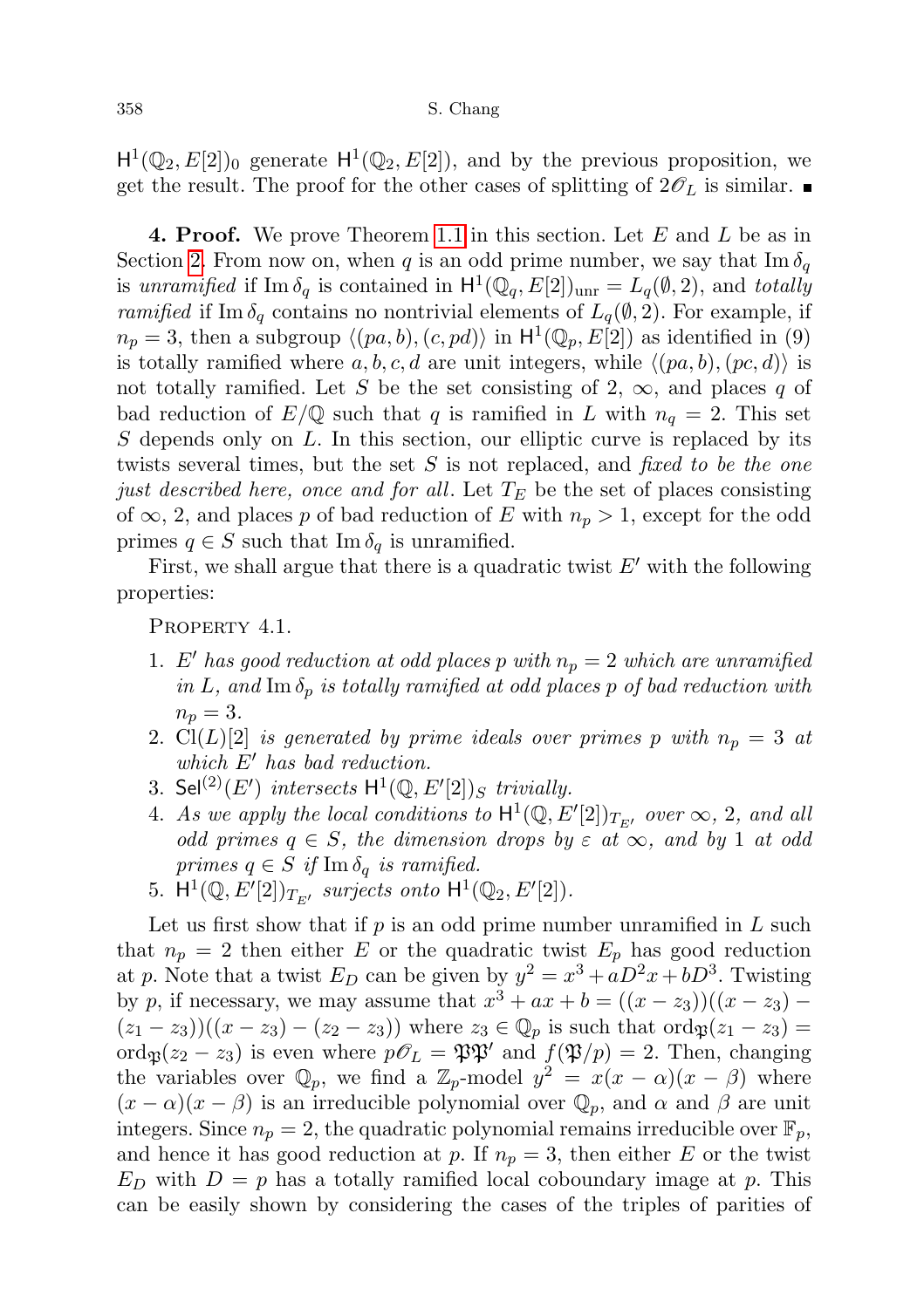$\mathsf{H}^1(\mathbb{Q}_2, E[2])_0$ generate $\mathsf{H}^1(\mathbb{Q}_2, E[2])$, and by the previous proposition, we get the result. The proof for the other cases of splitting of $2\mathscr{O}_L$ is similar. ∎

**4. Proof.** We prove Theorem 1.1 in this section. Let $E$ and $L$ be as in Section 2. From now on, when $q$ is an odd prime number, we say that $\operatorname{Im}\delta_q$ is *unramified* if $\operatorname{Im}\delta_q$ is contained in $\mathsf{H}^1(\mathbb{Q}_q, E[2])_{\mathrm{unr}} = L_q(\emptyset, 2)$, and *totally ramified* if $\operatorname{Im}\delta_q$ contains no nontrivial elements of $L_q(\emptyset, 2)$. For example, if $n_p = 3$, then a subgroup $\langle (pa, b), (c, pd)\rangle$ in $\mathsf{H}^1(\mathbb{Q}_p, E[2])$ as identified in (9) is totally ramified where $a, b, c, d$ are unit integers, while $\langle (pa, b), (pc, d)\rangle$ is not totally ramified. Let $S$ be the set consisting of 2, $\infty$, and places $q$ of bad reduction of $E/\mathbb{Q}$ such that $q$ is ramified in $L$ with $n_q = 2$. This set $S$ depends only on $L$. In this section, our elliptic curve is replaced by its twists several times, but the set $S$ is not replaced, and *fixed to be the one just described here, once and for all*. Let $T_E$ be the set of places consisting of $\infty$, 2, and places $p$ of bad reduction of $E$ with $n_p > 1$, except for the odd primes $q \in S$ such that $\operatorname{Im}\delta_q$ is unramified.

First, we shall argue that there is a quadratic twist $E'$ with the following properties:

PROPERTY 4.1.

1. *$E'$ has good reduction at odd places $p$ with $n_p = 2$ which are unramified in $L$, and $\operatorname{Im}\delta_p$ is totally ramified at odd places $p$ of bad reduction with $n_p = 3$.*
2. *$\mathrm{Cl}(L)[2]$ is generated by prime ideals over primes $p$ with $n_p = 3$ at which $E'$ has bad reduction.*
3. *$\mathsf{Sel}^{(2)}(E')$ intersects $\mathsf{H}^1(\mathbb{Q}, E'[2])_S$ trivially.*
4. *As we apply the local conditions to $\mathsf{H}^1(\mathbb{Q}, E'[2])_{T_{E'}}$ over $\infty$, 2, and all odd primes $q \in S$, the dimension drops by $\varepsilon$ at $\infty$, and by 1 at odd primes $q \in S$ if $\operatorname{Im}\delta_q$ is ramified.*
5. *$\mathsf{H}^1(\mathbb{Q}, E'[2])_{T_{E'}}$ surjects onto $\mathsf{H}^1(\mathbb{Q}_2, E'[2])$.*

Let us first show that if $p$ is an odd prime number unramified in $L$ such that $n_p = 2$ then either $E$ or the quadratic twist $E_p$ has good reduction at $p$. Note that a twist $E_D$ can be given by $y^2 = x^3 + aD^2x + bD^3$. Twisting by $p$, if necessary, we may assume that $x^3 + ax + b = ((x - z_3))((x - z_3) - (z_1 - z_3))((x - z_3) - (z_2 - z_3))$ where $z_3 \in \mathbb{Q}_p$ is such that $\operatorname{ord}_{\mathfrak{P}}(z_1 - z_3) = \operatorname{ord}_{\mathfrak{P}}(z_2 - z_3)$ is even where $p\mathscr{O}_L = \mathfrak{P}\mathfrak{P}'$ and $f(\mathfrak{P}/p) = 2$. Then, changing the variables over $\mathbb{Q}_p$, we find a $\mathbb{Z}_p$-model $y^2 = x(x - \alpha)(x - \beta)$ where $(x - \alpha)(x - \beta)$ is an irreducible polynomial over $\mathbb{Q}_p$, and $\alpha$ and $\beta$ are unit integers. Since $n_p = 2$, the quadratic polynomial remains irreducible over $\mathbb{F}_p$, and hence it has good reduction at $p$. If $n_p = 3$, then either $E$ or the twist $E_D$ with $D = p$ has a totally ramified local coboundary image at $p$. This can be easily shown by considering the cases of the triples of parities of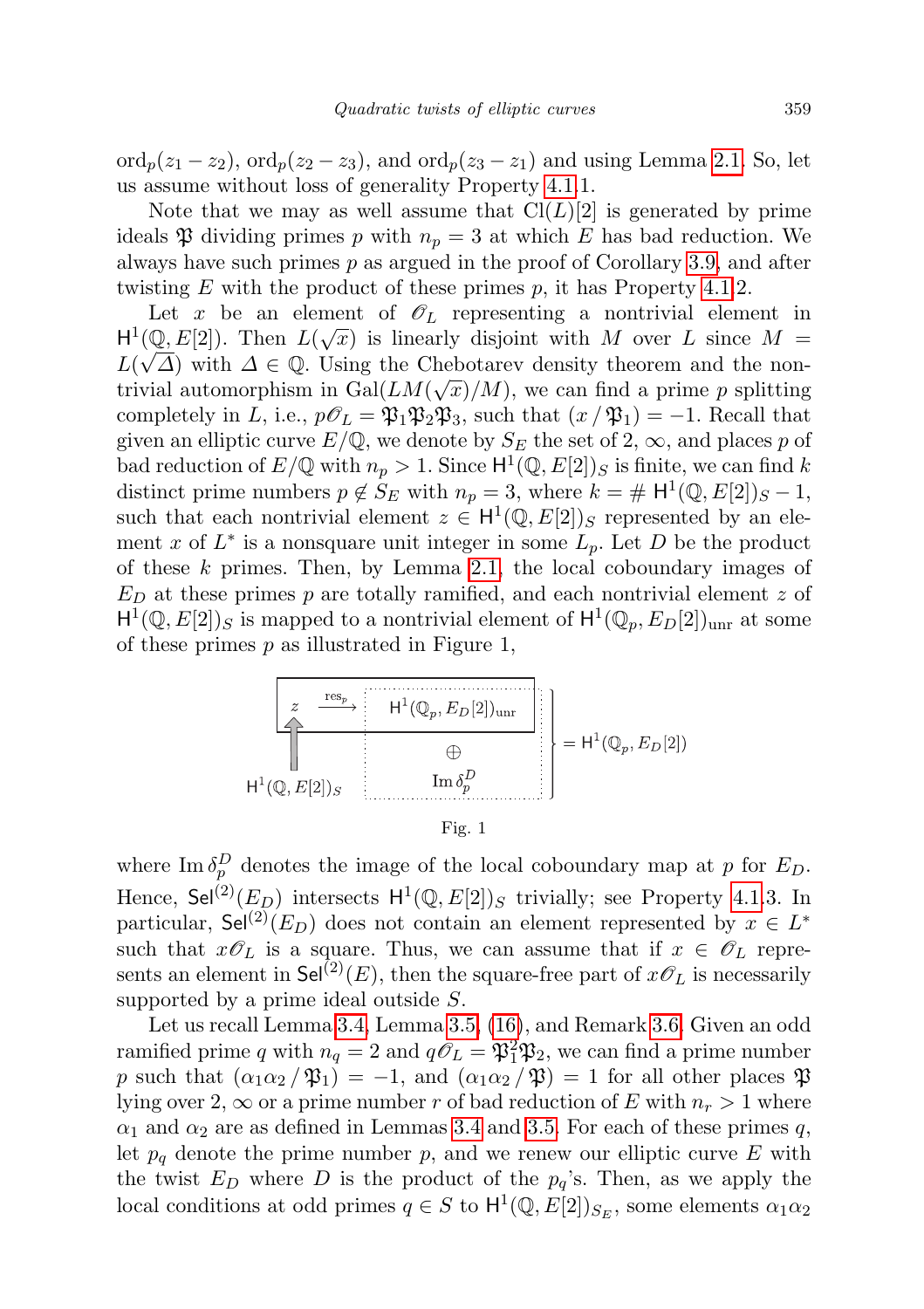$\mathrm{ord}_p(z_1 - z_2)$, $\mathrm{ord}_p(z_2 - z_3)$, and $\mathrm{ord}_p(z_3 - z_1)$ and using Lemma 2.1. So, let us assume without loss of generality Property 4.1.1.

Note that we may as well assume that $\mathrm{Cl}(L)[2]$ is generated by prime ideals $\mathfrak{P}$ dividing primes $p$ with $n_p = 3$ at which $E$ has bad reduction. We always have such primes $p$ as argued in the proof of Corollary 3.9, and after twisting $E$ with the product of these primes $p$, it has Property 4.1.2.

Let $x$ be an element of $\mathscr{O}_L$ representing a nontrivial element in $\mathsf{H}^1(\mathbb{Q}, E[2])$. Then $L(\sqrt{x})$ is linearly disjoint with $M$ over $L$ since $M = L(\sqrt{\Delta})$ with $\Delta \in \mathbb{Q}$. Using the Chebotarev density theorem and the nontrivial automorphism in $\mathrm{Gal}(LM(\sqrt{x})/M)$, we can find a prime $p$ splitting completely in $L$, i.e., $p\mathscr{O}_L = \mathfrak{P}_1\mathfrak{P}_2\mathfrak{P}_3$, such that $(x \,/\, \mathfrak{P}_1) = -1$. Recall that given an elliptic curve $E/\mathbb{Q}$, we denote by $S_E$ the set of 2, $\infty$, and places $p$ of bad reduction of $E/\mathbb{Q}$ with $n_p > 1$. Since $\mathsf{H}^1(\mathbb{Q}, E[2])_S$ is finite, we can find $k$ distinct prime numbers $p \notin S_E$ with $n_p = 3$, where $k = \#\, \mathsf{H}^1(\mathbb{Q}, E[2])_S - 1$, such that each nontrivial element $z \in \mathsf{H}^1(\mathbb{Q}, E[2])_S$ represented by an element $x$ of $L^*$ is a nonsquare unit integer in some $L_p$. Let $D$ be the product of these $k$ primes. Then, by Lemma 2.1, the local coboundary images of $E_D$ at these primes $p$ are totally ramified, and each nontrivial element $z$ of $\mathsf{H}^1(\mathbb{Q}, E[2])_S$ is mapped to a nontrivial element of $\mathsf{H}^1(\mathbb{Q}_p, E_D[2])_{\mathrm{unr}}$ at some of these primes $p$ as illustrated in Figure 1,

$z \xrightarrow{\mathrm{res}_p}$ $\mathsf{H}^1(\mathbb{Q}_p, E_D[2])_{\mathrm{unr}}$

$\oplus$

$\mathsf{H}^1(\mathbb{Q}, E[2])_S$ $\quad$ $\mathrm{Im}\,\delta_p^D$

$= \mathsf{H}^1(\mathbb{Q}_p, E_D[2])$

Fig. 1

where $\mathrm{Im}\,\delta_p^D$ denotes the image of the local coboundary map at $p$ for $E_D$. Hence, $\mathsf{Sel}^{(2)}(E_D)$ intersects $\mathsf{H}^1(\mathbb{Q}, E[2])_S$ trivially; see Property 4.1.3. In particular, $\mathsf{Sel}^{(2)}(E_D)$ does not contain an element represented by $x \in L^*$ such that $x\mathscr{O}_L$ is a square. Thus, we can assume that if $x \in \mathscr{O}_L$ represents an element in $\mathsf{Sel}^{(2)}(E)$, then the square-free part of $x\mathscr{O}_L$ is necessarily supported by a prime ideal outside $S$.

Let us recall Lemma 3.4, Lemma 3.5, (16), and Remark 3.6. Given an odd ramified prime $q$ with $n_q = 2$ and $q\mathscr{O}_L = \mathfrak{P}_1^2\mathfrak{P}_2$, we can find a prime number $p$ such that $(\alpha_1\alpha_2 \,/\, \mathfrak{P}_1) = -1$, and $(\alpha_1\alpha_2 \,/\, \mathfrak{P}) = 1$ for all other places $\mathfrak{P}$ lying over 2, $\infty$ or a prime number $r$ of bad reduction of $E$ with $n_r > 1$ where $\alpha_1$ and $\alpha_2$ are as defined in Lemmas 3.4 and 3.5. For each of these primes $q$, let $p_q$ denote the prime number $p$, and we renew our elliptic curve $E$ with the twist $E_D$ where $D$ is the product of the $p_q$'s. Then, as we apply the local conditions at odd primes $q \in S$ to $\mathsf{H}^1(\mathbb{Q}, E[2])_{S_E}$, some elements $\alpha_1\alpha_2$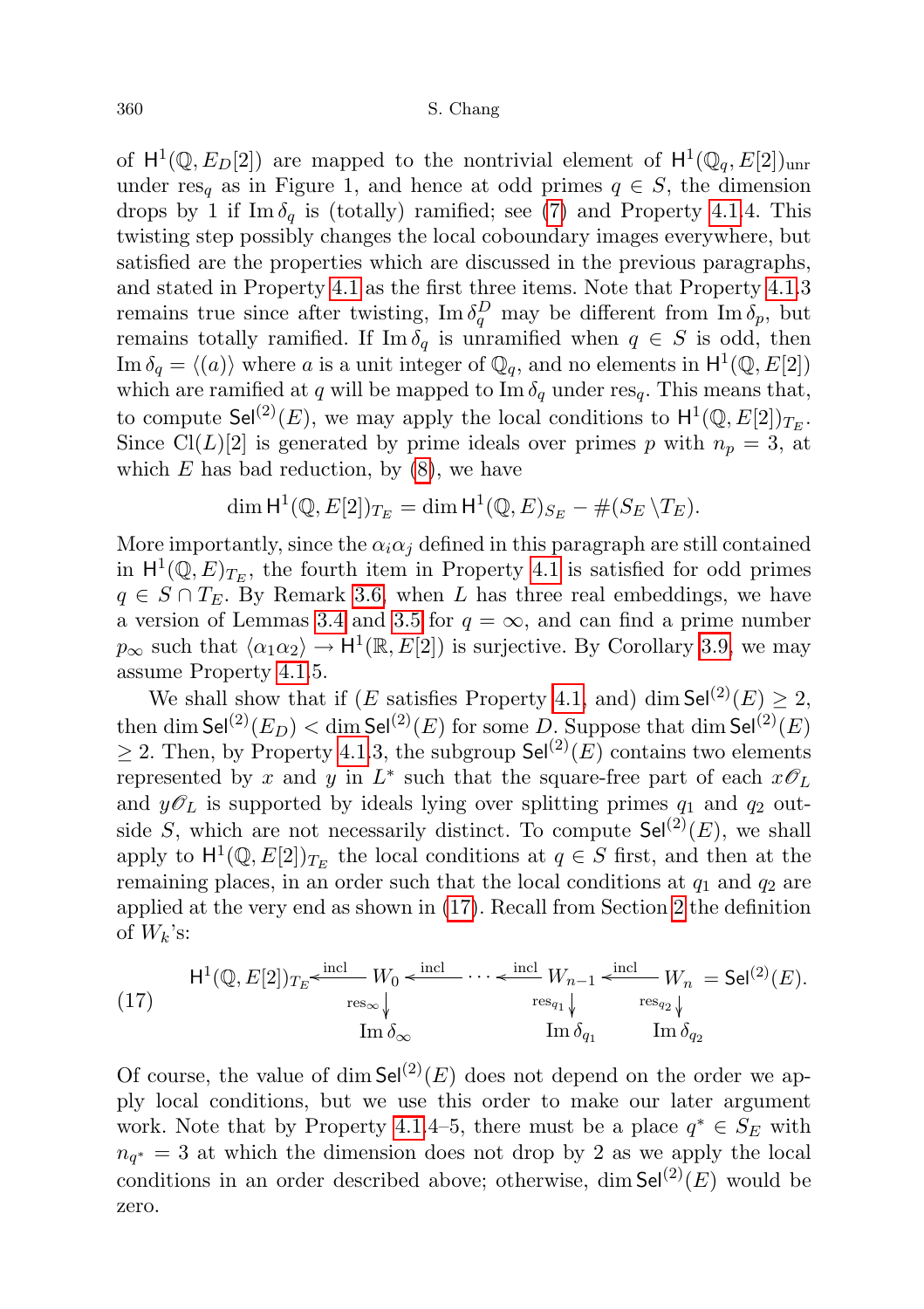of $\mathsf{H}^1(\mathbb{Q}, E_D[2])$ are mapped to the nontrivial element of $\mathsf{H}^1(\mathbb{Q}_q, E[2])_{\text{unr}}$ under $\text{res}_q$ as in Figure 1, and hence at odd primes $q \in S$, the dimension drops by 1 if $\operatorname{Im}\delta_q$ is (totally) ramified; see (7) and Property 4.1.4. This twisting step possibly changes the local coboundary images everywhere, but satisfied are the properties which are discussed in the previous paragraphs, and stated in Property 4.1 as the first three items. Note that Property 4.1.3 remains true since after twisting, $\operatorname{Im}\delta_q^D$ may be different from $\operatorname{Im}\delta_p$, but remains totally ramified. If $\operatorname{Im}\delta_q$ is unramified when $q \in S$ is odd, then $\operatorname{Im}\delta_q = \langle (a) \rangle$ where $a$ is a unit integer of $\mathbb{Q}_q$, and no elements in $\mathsf{H}^1(\mathbb{Q}, E[2])$ which are ramified at $q$ will be mapped to $\operatorname{Im}\delta_q$ under $\text{res}_q$. This means that, to compute $\mathsf{Sel}^{(2)}(E)$, we may apply the local conditions to $\mathsf{H}^1(\mathbb{Q}, E[2])_{T_E}$. Since $\text{Cl}(L)[2]$ is generated by prime ideals over primes $p$ with $n_p = 3$, at which $E$ has bad reduction, by (8), we have

$$\dim \mathsf{H}^1(\mathbb{Q}, E[2])_{T_E} = \dim \mathsf{H}^1(\mathbb{Q}, E)_{S_E} - \#(S_E \setminus T_E).$$

More importantly, since the $\alpha_i\alpha_j$ defined in this paragraph are still contained in $\mathsf{H}^1(\mathbb{Q}, E)_{T_E}$, the fourth item in Property 4.1 is satisfied for odd primes $q \in S \cap T_E$. By Remark 3.6, when $L$ has three real embeddings, we have a version of Lemmas 3.4 and 3.5 for $q = \infty$, and can find a prime number $p_\infty$ such that $\langle \alpha_1\alpha_2 \rangle \to \mathsf{H}^1(\mathbb{R}, E[2])$ is surjective. By Corollary 3.9, we may assume Property 4.1.5.

We shall show that if ($E$ satisfies Property 4.1, and) $\dim \mathsf{Sel}^{(2)}(E) \geq 2$, then $\dim \mathsf{Sel}^{(2)}(E_D) < \dim \mathsf{Sel}^{(2)}(E)$ for some $D$. Suppose that $\dim \mathsf{Sel}^{(2)}(E) \geq 2$. Then, by Property 4.1.3, the subgroup $\mathsf{Sel}^{(2)}(E)$ contains two elements represented by $x$ and $y$ in $L^*$ such that the square-free part of each $x\mathscr{O}_L$ and $y\mathscr{O}_L$ is supported by ideals lying over splitting primes $q_1$ and $q_2$ outside $S$, which are not necessarily distinct. To compute $\mathsf{Sel}^{(2)}(E)$, we shall apply to $\mathsf{H}^1(\mathbb{Q}, E[2])_{T_E}$ the local conditions at $q \in S$ first, and then at the remaining places, in an order such that the local conditions at $q_1$ and $q_2$ are applied at the very end as shown in (17). Recall from Section 2 the definition of $W_k$'s:

$$\begin{array}{ccccccccccc}
\mathsf{H}^1(\mathbb{Q}, E[2])_{T_E} & \xleftarrow{\text{incl}} & W_0 & \xleftarrow{\text{incl}} & \cdots & \xleftarrow{\text{incl}} & W_{n-1} & \xleftarrow{\text{incl}} & W_n & = \mathsf{Sel}^{(2)}(E). \\
& & \downarrow{\scriptstyle \text{res}_\infty} & & & & \downarrow{\scriptstyle \text{res}_{q_1}} & & \downarrow{\scriptstyle \text{res}_{q_2}} & \\
& & \operatorname{Im}\delta_\infty & & & & \operatorname{Im}\delta_{q_1} & & \operatorname{Im}\delta_{q_2} &
\end{array} \tag{17}$$

Of course, the value of $\dim \mathsf{Sel}^{(2)}(E)$ does not depend on the order we apply local conditions, but we use this order to make our later argument work. Note that by Property 4.1.4–5, there must be a place $q^* \in S_E$ with $n_{q^*} = 3$ at which the dimension does not drop by 2 as we apply the local conditions in an order described above; otherwise, $\dim \mathsf{Sel}^{(2)}(E)$ would be zero.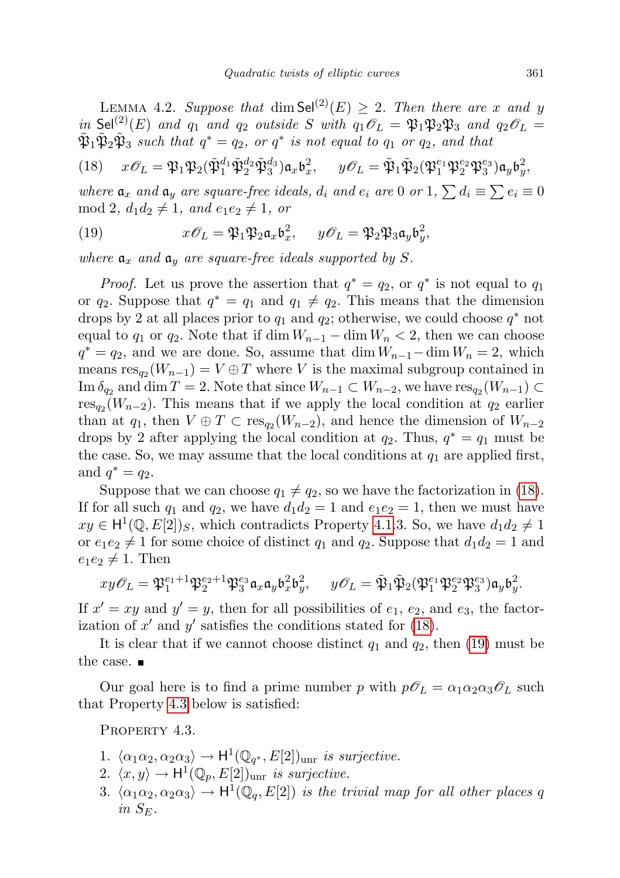LEMMA 4.2. *Suppose that* $\dim \mathsf{Sel}^{(2)}(E) \geq 2$. *Then there are* $x$ *and* $y$ *in* $\mathsf{Sel}^{(2)}(E)$ *and* $q_1$ *and* $q_2$ *outside* $S$ *with* $q_1\mathscr{O}_L = \mathfrak{P}_1\mathfrak{P}_2\mathfrak{P}_3$ *and* $q_2\mathscr{O}_L = \tilde{\mathfrak{P}}_1\tilde{\mathfrak{P}}_2\tilde{\mathfrak{P}}_3$ *such that* $q^* = q_2$, *or* $q^*$ *is not equal to* $q_1$ *or* $q_2$, *and that*

$$x\mathscr{O}_L = \mathfrak{P}_1\mathfrak{P}_2(\tilde{\mathfrak{P}}_1^{d_1}\tilde{\mathfrak{P}}_2^{d_2}\tilde{\mathfrak{P}}_3^{d_3})\mathfrak{a}_x\mathfrak{b}_x^2, \quad y\mathscr{O}_L = \tilde{\mathfrak{P}}_1\tilde{\mathfrak{P}}_2(\mathfrak{P}_1^{e_1}\mathfrak{P}_2^{e_2}\mathfrak{P}_3^{e_3})\mathfrak{a}_y\mathfrak{b}_y^2, \tag{18}$$

*where* $\mathfrak{a}_x$ *and* $\mathfrak{a}_y$ *are square-free ideals,* $d_i$ *and* $e_i$ *are* $0$ *or* $1$, $\sum d_i \equiv \sum e_i \equiv 0 \bmod 2$, $d_1d_2 \neq 1$, *and* $e_1e_2 \neq 1$, *or*

$$x\mathscr{O}_L = \mathfrak{P}_1\mathfrak{P}_2\mathfrak{a}_x\mathfrak{b}_x^2, \quad y\mathscr{O}_L = \mathfrak{P}_2\mathfrak{P}_3\mathfrak{a}_y\mathfrak{b}_y^2, \tag{19}$$

*where* $\mathfrak{a}_x$ *and* $\mathfrak{a}_y$ *are square-free ideals supported by* $S$.

*Proof.* Let us prove the assertion that $q^* = q_2$, or $q^*$ is not equal to $q_1$ or $q_2$. Suppose that $q^* = q_1$ and $q_1 \neq q_2$. This means that the dimension drops by 2 at all places prior to $q_1$ and $q_2$; otherwise, we could choose $q^*$ not equal to $q_1$ or $q_2$. Note that if $\dim W_{n-1} - \dim W_n < 2$, then we can choose $q^* = q_2$, and we are done. So, assume that $\dim W_{n-1} - \dim W_n = 2$, which means $\mathrm{res}_{q_2}(W_{n-1}) = V \oplus T$ where $V$ is the maximal subgroup contained in $\mathrm{Im}\,\delta_{q_2}$ and $\dim T = 2$. Note that since $W_{n-1} \subset W_{n-2}$, we have $\mathrm{res}_{q_2}(W_{n-1}) \subset \mathrm{res}_{q_2}(W_{n-2})$. This means that if we apply the local condition at $q_2$ earlier than at $q_1$, then $V \oplus T \subset \mathrm{res}_{q_2}(W_{n-2})$, and hence the dimension of $W_{n-2}$ drops by 2 after applying the local condition at $q_2$. Thus, $q^* = q_1$ must be the case. So, we may assume that the local conditions at $q_1$ are applied first, and $q^* = q_2$.

Suppose that we can choose $q_1 \neq q_2$, so we have the factorization in (18). If for all such $q_1$ and $q_2$, we have $d_1d_2 = 1$ and $e_1e_2 = 1$, then we must have $xy \in \mathsf{H}^1(\mathbb{Q}, E[2])_S$, which contradicts Property 4.1.3. So, we have $d_1d_2 \neq 1$ or $e_1e_2 \neq 1$ for some choice of distinct $q_1$ and $q_2$. Suppose that $d_1d_2 = 1$ and $e_1e_2 \neq 1$. Then

$$xy\mathscr{O}_L = \mathfrak{P}_1^{e_1+1}\mathfrak{P}_2^{e_2+1}\mathfrak{P}_3^{e_3}\mathfrak{a}_x\mathfrak{a}_y\mathfrak{b}_x^2\mathfrak{b}_y^2, \quad y\mathscr{O}_L = \tilde{\mathfrak{P}}_1\tilde{\mathfrak{P}}_2(\mathfrak{P}_1^{e_1}\mathfrak{P}_2^{e_2}\mathfrak{P}_3^{e_3})\mathfrak{a}_y\mathfrak{b}_y^2.$$

If $x' = xy$ and $y' = y$, then for all possibilities of $e_1$, $e_2$, and $e_3$, the factorization of $x'$ and $y'$ satisfies the conditions stated for (18).

It is clear that if we cannot choose distinct $q_1$ and $q_2$, then (19) must be the case. ∎

Our goal here is to find a prime number $p$ with $p\mathscr{O}_L = \alpha_1\alpha_2\alpha_3\mathscr{O}_L$ such that Property 4.3 below is satisfied:

PROPERTY 4.3.

1. $\langle \alpha_1\alpha_2, \alpha_2\alpha_3\rangle \to \mathsf{H}^1(\mathbb{Q}_{q^*}, E[2])_{\mathrm{unr}}$ *is surjective.*
2. $\langle x, y\rangle \to \mathsf{H}^1(\mathbb{Q}_p, E[2])_{\mathrm{unr}}$ *is surjective.*
3. $\langle \alpha_1\alpha_2, \alpha_2\alpha_3\rangle \to \mathsf{H}^1(\mathbb{Q}_q, E[2])$ *is the trivial map for all other places* $q$ *in* $S_E$.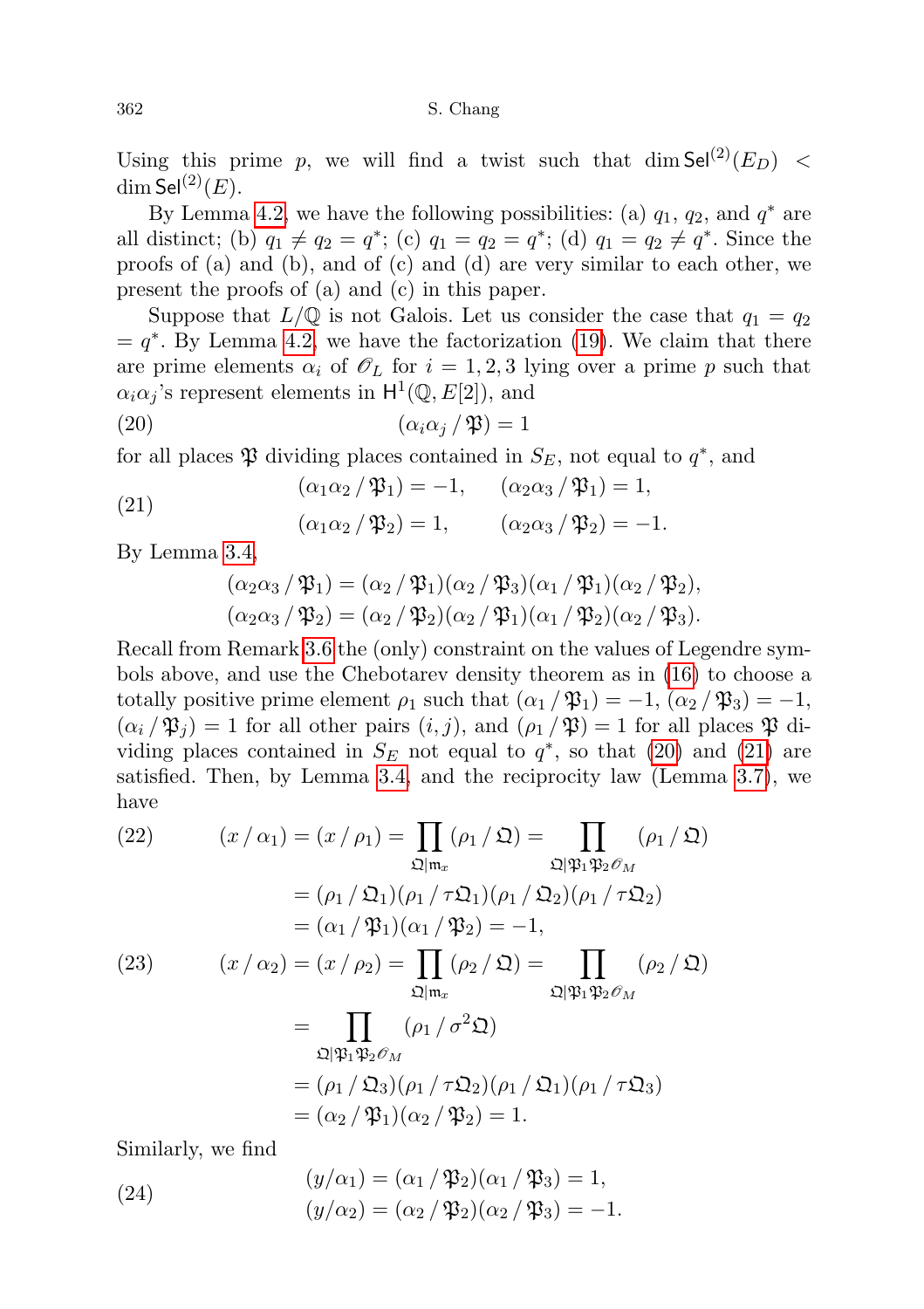Using this prime $p$, we will find a twist such that $\dim \mathsf{Sel}^{(2)}(E_D) < \dim \mathsf{Sel}^{(2)}(E)$.

By Lemma 4.2, we have the following possibilities: (a) $q_1$, $q_2$, and $q^*$ are all distinct; (b) $q_1 \neq q_2 = q^*$; (c) $q_1 = q_2 = q^*$; (d) $q_1 = q_2 \neq q^*$. Since the proofs of (a) and (b), and of (c) and (d) are very similar to each other, we present the proofs of (a) and (c) in this paper.

Suppose that $L/\mathbb{Q}$ is not Galois. Let us consider the case that $q_1 = q_2 = q^*$. By Lemma 4.2, we have the factorization (19). We claim that there are prime elements $\alpha_i$ of $\mathscr{O}_L$ for $i = 1, 2, 3$ lying over a prime $p$ such that $\alpha_i\alpha_j$'s represent elements in $\mathsf{H}^1(\mathbb{Q}, E[2])$, and

$$(\alpha_i\alpha_j \,/\, \mathfrak{P}) = 1 \tag{20}$$

for all places $\mathfrak{P}$ dividing places contained in $S_E$, not equal to $q^*$, and

$$\begin{aligned} &(\alpha_1\alpha_2 \,/\, \mathfrak{P}_1) = -1, \qquad (\alpha_2\alpha_3 \,/\, \mathfrak{P}_1) = 1, \\ &(\alpha_1\alpha_2 \,/\, \mathfrak{P}_2) = 1, \qquad\;\;\, (\alpha_2\alpha_3 \,/\, \mathfrak{P}_2) = -1. \end{aligned} \tag{21}$$

By Lemma 3.4,

$$\begin{aligned} (\alpha_2\alpha_3 \,/\, \mathfrak{P}_1) &= (\alpha_2 \,/\, \mathfrak{P}_1)(\alpha_2 \,/\, \mathfrak{P}_3)(\alpha_1 \,/\, \mathfrak{P}_1)(\alpha_2 \,/\, \mathfrak{P}_2), \\ (\alpha_2\alpha_3 \,/\, \mathfrak{P}_2) &= (\alpha_2 \,/\, \mathfrak{P}_2)(\alpha_2 \,/\, \mathfrak{P}_1)(\alpha_1 \,/\, \mathfrak{P}_2)(\alpha_2 \,/\, \mathfrak{P}_3). \end{aligned}$$

Recall from Remark 3.6 the (only) constraint on the values of Legendre symbols above, and use the Chebotarev density theorem as in (16) to choose a totally positive prime element $\rho_1$ such that $(\alpha_1 \,/\, \mathfrak{P}_1) = -1$, $(\alpha_2 \,/\, \mathfrak{P}_3) = -1$, $(\alpha_i \,/\, \mathfrak{P}_j) = 1$ for all other pairs $(i, j)$, and $(\rho_1 \,/\, \mathfrak{P}) = 1$ for all places $\mathfrak{P}$ dividing places contained in $S_E$ not equal to $q^*$, so that (20) and (21) are satisfied. Then, by Lemma 3.4, and the reciprocity law (Lemma 3.7), we have

$$\begin{aligned} (x \,/\, \alpha_1) = (x \,/\, \rho_1) &= \prod_{\mathfrak{Q} \mid \mathfrak{m}_x} (\rho_1 \,/\, \mathfrak{Q}) = \prod_{\mathfrak{Q} \mid \mathfrak{P}_1\mathfrak{P}_2\mathscr{O}_M} (\rho_1 \,/\, \mathfrak{Q}) \\ &= (\rho_1 \,/\, \mathfrak{Q}_1)(\rho_1 \,/\, \tau\mathfrak{Q}_1)(\rho_1 \,/\, \mathfrak{Q}_2)(\rho_1 \,/\, \tau\mathfrak{Q}_2) \\ &= (\alpha_1 \,/\, \mathfrak{P}_1)(\alpha_1 \,/\, \mathfrak{P}_2) = -1, \end{aligned} \tag{22}$$

$$\begin{aligned} (x \,/\, \alpha_2) = (x \,/\, \rho_2) &= \prod_{\mathfrak{Q} \mid \mathfrak{m}_x} (\rho_2 \,/\, \mathfrak{Q}) = \prod_{\mathfrak{Q} \mid \mathfrak{P}_1\mathfrak{P}_2\mathscr{O}_M} (\rho_2 \,/\, \mathfrak{Q}) \\ &= \prod_{\mathfrak{Q} \mid \mathfrak{P}_1\mathfrak{P}_2\mathscr{O}_M} (\rho_1 \,/\, \sigma^2\mathfrak{Q}) \\ &= (\rho_1 \,/\, \mathfrak{Q}_3)(\rho_1 \,/\, \tau\mathfrak{Q}_2)(\rho_1 \,/\, \mathfrak{Q}_1)(\rho_1 \,/\, \tau\mathfrak{Q}_3) \\ &= (\alpha_2 \,/\, \mathfrak{P}_1)(\alpha_2 \,/\, \mathfrak{P}_2) = 1. \end{aligned} \tag{23}$$

Similarly, we find

$$\begin{aligned} (y/\alpha_1) &= (\alpha_1 \,/\, \mathfrak{P}_2)(\alpha_1 \,/\, \mathfrak{P}_3) = 1, \\ (y/\alpha_2) &= (\alpha_2 \,/\, \mathfrak{P}_2)(\alpha_2 \,/\, \mathfrak{P}_3) = -1. \end{aligned} \tag{24}$$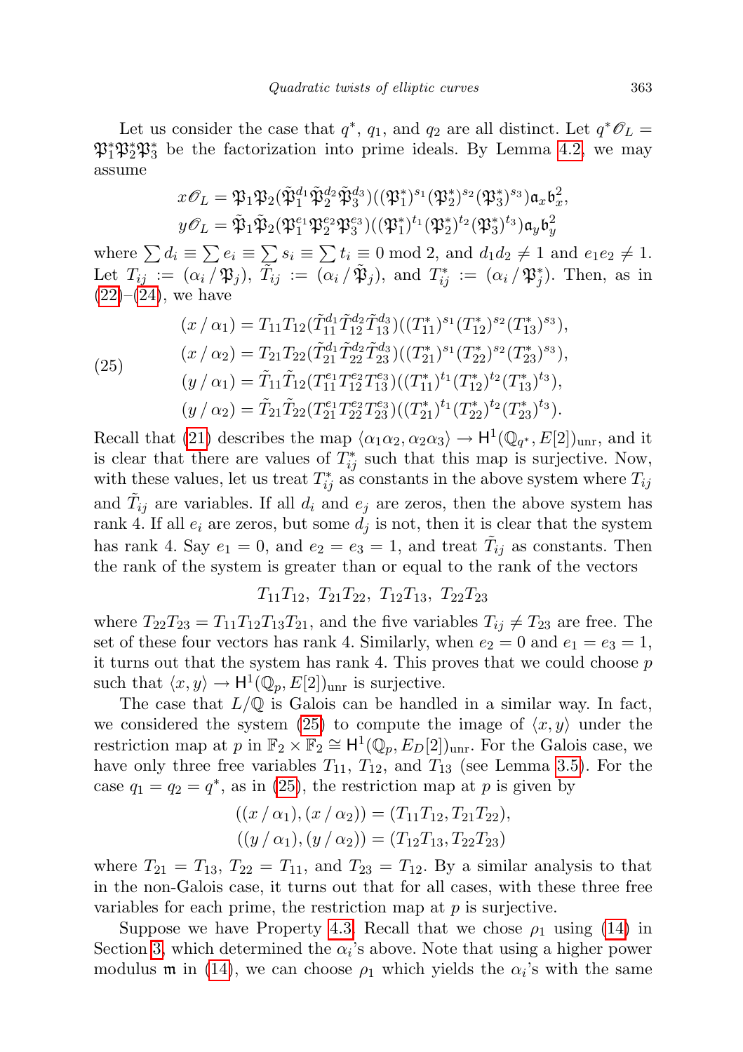Let us consider the case that $q^*$, $q_1$, and $q_2$ are all distinct. Let $q^*\mathscr{O}_L = \mathfrak{P}_1^*\mathfrak{P}_2^*\mathfrak{P}_3^*$ be the factorization into prime ideals. By Lemma 4.2, we may assume

$$x\mathscr{O}_L = \mathfrak{P}_1\mathfrak{P}_2(\tilde{\mathfrak{P}}_1^{d_1}\tilde{\mathfrak{P}}_2^{d_2}\tilde{\mathfrak{P}}_3^{d_3})((\mathfrak{P}_1^*)^{s_1}(\mathfrak{P}_2^*)^{s_2}(\mathfrak{P}_3^*)^{s_3})\mathfrak{a}_x\mathfrak{b}_x^2,$$
$$y\mathscr{O}_L = \tilde{\mathfrak{P}}_1\tilde{\mathfrak{P}}_2(\mathfrak{P}_1^{e_1}\mathfrak{P}_2^{e_2}\mathfrak{P}_3^{e_3})((\mathfrak{P}_1^*)^{t_1}(\mathfrak{P}_2^*)^{t_2}(\mathfrak{P}_3^*)^{t_3})\mathfrak{a}_y\mathfrak{b}_y^2$$

where $\sum d_i \equiv \sum e_i \equiv \sum s_i \equiv \sum t_i \equiv 0 \bmod 2$, and $d_1d_2 \neq 1$ and $e_1e_2 \neq 1$. Let $T_{ij} := (\alpha_i \,/\, \mathfrak{P}_j)$, $\tilde{T}_{ij} := (\alpha_i \,/\, \tilde{\mathfrak{P}}_j)$, and $T_{ij}^* := (\alpha_i \,/\, \mathfrak{P}_j^*)$. Then, as in (22)–(24), we have

$$(25)\qquad \begin{aligned}
(x \,/\, \alpha_1) &= T_{11}T_{12}(\tilde{T}_{11}^{d_1}\tilde{T}_{12}^{d_2}\tilde{T}_{13}^{d_3})((T_{11}^*)^{s_1}(T_{12}^*)^{s_2}(T_{13}^*)^{s_3}),\\
(x \,/\, \alpha_2) &= T_{21}T_{22}(\tilde{T}_{21}^{d_1}\tilde{T}_{22}^{d_2}\tilde{T}_{23}^{d_3})((T_{21}^*)^{s_1}(T_{22}^*)^{s_2}(T_{23}^*)^{s_3}),\\
(y \,/\, \alpha_1) &= \tilde{T}_{11}\tilde{T}_{12}(T_{11}^{e_1}T_{12}^{e_2}T_{13}^{e_3})((T_{11}^*)^{t_1}(T_{12}^*)^{t_2}(T_{13}^*)^{t_3}),\\
(y \,/\, \alpha_2) &= \tilde{T}_{21}\tilde{T}_{22}(T_{21}^{e_1}T_{22}^{e_2}T_{23}^{e_3})((T_{21}^*)^{t_1}(T_{22}^*)^{t_2}(T_{23}^*)^{t_3}).
\end{aligned}$$

Recall that (21) describes the map $\langle \alpha_1\alpha_2, \alpha_2\alpha_3\rangle \to \mathsf{H}^1(\mathbb{Q}_{q^*}, E[2])_{\mathrm{unr}}$, and it is clear that there are values of $T_{ij}^*$ such that this map is surjective. Now, with these values, let us treat $T_{ij}^*$ as constants in the above system where $T_{ij}$ and $\tilde{T}_{ij}$ are variables. If all $d_i$ and $e_j$ are zeros, then the above system has rank 4. If all $e_i$ are zeros, but some $d_j$ is not, then it is clear that the system has rank 4. Say $e_1 = 0$, and $e_2 = e_3 = 1$, and treat $\tilde{T}_{ij}$ as constants. Then the rank of the system is greater than or equal to the rank of the vectors

$$T_{11}T_{12},\ T_{21}T_{22},\ T_{12}T_{13},\ T_{22}T_{23}$$

where $T_{22}T_{23} = T_{11}T_{12}T_{13}T_{21}$, and the five variables $T_{ij} \neq T_{23}$ are free. The set of these four vectors has rank 4. Similarly, when $e_2 = 0$ and $e_1 = e_3 = 1$, it turns out that the system has rank 4. This proves that we could choose $p$ such that $\langle x, y\rangle \to \mathsf{H}^1(\mathbb{Q}_p, E[2])_{\mathrm{unr}}$ is surjective.

The case that $L/\mathbb{Q}$ is Galois can be handled in a similar way. In fact, we considered the system (25) to compute the image of $\langle x, y\rangle$ under the restriction map at $p$ in $\mathbb{F}_2 \times \mathbb{F}_2 \cong \mathsf{H}^1(\mathbb{Q}_p, E_D[2])_{\mathrm{unr}}$. For the Galois case, we have only three free variables $T_{11}$, $T_{12}$, and $T_{13}$ (see Lemma 3.5). For the case $q_1 = q_2 = q^*$, as in (25), the restriction map at $p$ is given by

$$((x \,/\, \alpha_1), (x \,/\, \alpha_2)) = (T_{11}T_{12}, T_{21}T_{22}),$$
$$((y \,/\, \alpha_1), (y \,/\, \alpha_2)) = (T_{12}T_{13}, T_{22}T_{23})$$

where $T_{21} = T_{13}$, $T_{22} = T_{11}$, and $T_{23} = T_{12}$. By a similar analysis to that in the non-Galois case, it turns out that for all cases, with these three free variables for each prime, the restriction map at $p$ is surjective.

Suppose we have Property 4.3. Recall that we chose $\rho_1$ using (14) in Section 3, which determined the $\alpha_i$'s above. Note that using a higher power modulus $\mathfrak{m}$ in (14), we can choose $\rho_1$ which yields the $\alpha_i$'s with the same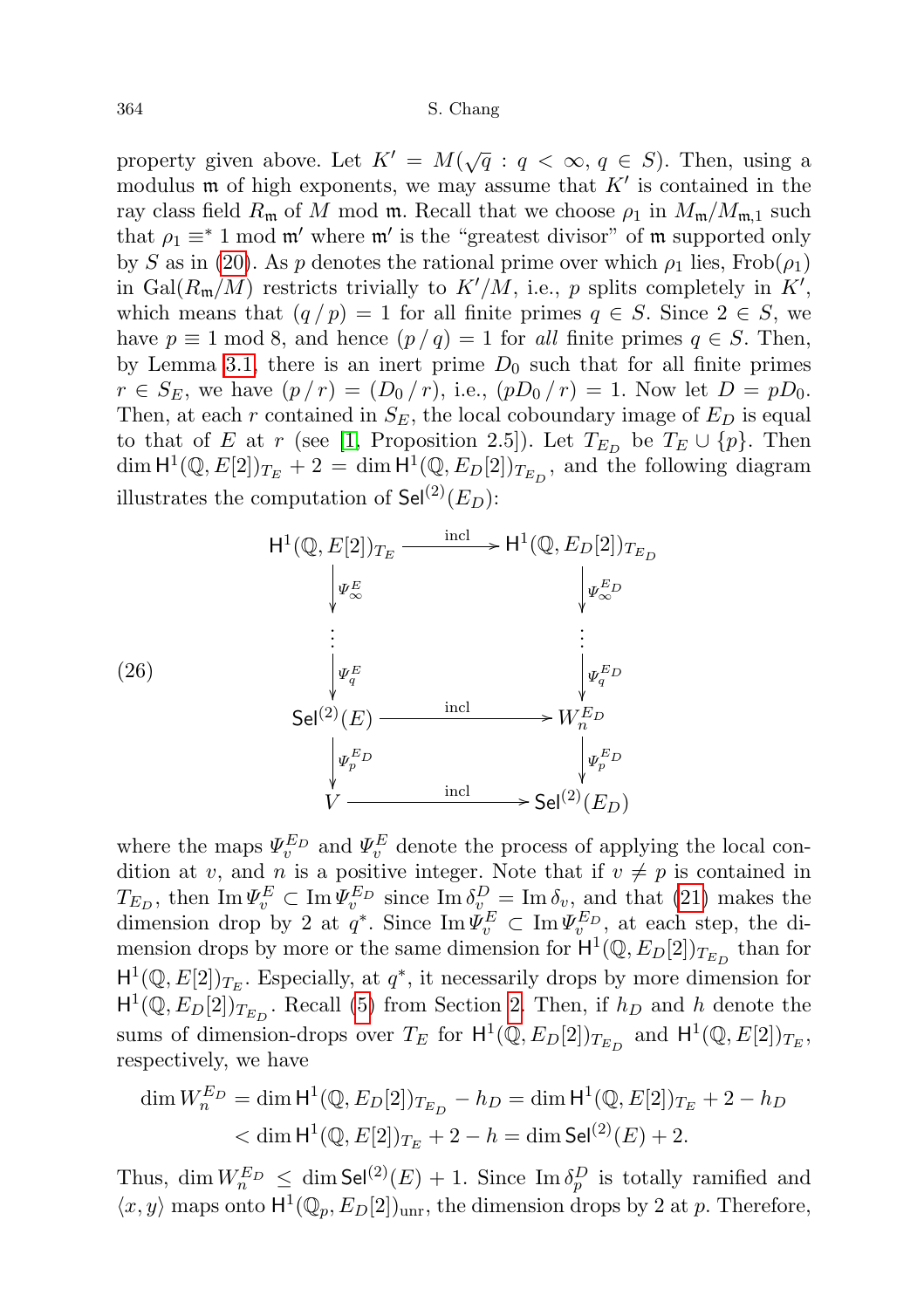property given above. Let $K' = M(\sqrt{q} : q < \infty, q \in S)$. Then, using a modulus $\mathfrak{m}$ of high exponents, we may assume that $K'$ is contained in the ray class field $R_{\mathfrak{m}}$ of $M$ mod $\mathfrak{m}$. Recall that we choose $\rho_1$ in $M_{\mathfrak{m}}/M_{\mathfrak{m},1}$ such that $\rho_1 \equiv^* 1 \bmod \mathfrak{m}'$ where $\mathfrak{m}'$ is the "greatest divisor" of $\mathfrak{m}$ supported only by $S$ as in (20). As $p$ denotes the rational prime over which $\rho_1$ lies, $\mathrm{Frob}(\rho_1)$ in $\mathrm{Gal}(R_{\mathfrak{m}}/M)$ restricts trivially to $K'/M$, i.e., $p$ splits completely in $K'$, which means that $(q \,/\, p) = 1$ for all finite primes $q \in S$. Since $2 \in S$, we have $p \equiv 1 \bmod 8$, and hence $(p \,/\, q) = 1$ for *all* finite primes $q \in S$. Then, by Lemma 3.1, there is an inert prime $D_0$ such that for all finite primes $r \in S_E$, we have $(p \,/\, r) = (D_0 \,/\, r)$, i.e., $(pD_0 \,/\, r) = 1$. Now let $D = pD_0$. Then, at each $r$ contained in $S_E$, the local coboundary image of $E_D$ is equal to that of $E$ at $r$ (see [1, Proposition 2.5]). Let $T_{E_D}$ be $T_E \cup \{p\}$. Then $\dim \mathsf{H}^1(\mathbb{Q}, E[2])_{T_E} + 2 = \dim \mathsf{H}^1(\mathbb{Q}, E_D[2])_{T_{E_D}}$, and the following diagram illustrates the computation of $\mathsf{Sel}^{(2)}(E_D)$:

$$
\begin{array}{ccc}
\mathsf{H}^1(\mathbb{Q}, E[2])_{T_E} & \xrightarrow{\text{incl}} & \mathsf{H}^1(\mathbb{Q}, E_D[2])_{T_{E_D}} \\
\Big\downarrow \Psi_\infty^E & & \Big\downarrow \Psi_\infty^{E_D} \\
\vdots & & \vdots \\
\Big\downarrow \Psi_q^E & & \Big\downarrow \Psi_q^{E_D} \\
\mathsf{Sel}^{(2)}(E) & \xrightarrow{\text{incl}} & W_n^{E_D} \\
\Big\downarrow \Psi_p^{E_D} & & \Big\downarrow \Psi_p^{E_D} \\
V & \xrightarrow{\text{incl}} & \mathsf{Sel}^{(2)}(E_D)
\end{array}
\tag{26}
$$

where the maps $\Psi_v^{E_D}$ and $\Psi_v^E$ denote the process of applying the local condition at $v$, and $n$ is a positive integer. Note that if $v \neq p$ is contained in $T_{E_D}$, then $\operatorname{Im} \Psi_v^E \subset \operatorname{Im} \Psi_v^{E_D}$ since $\operatorname{Im} \delta_v^D = \operatorname{Im} \delta_v$, and that (21) makes the dimension drop by 2 at $q^*$. Since $\operatorname{Im} \Psi_v^E \subset \operatorname{Im} \Psi_v^{E_D}$, at each step, the dimension drops by more or the same dimension for $\mathsf{H}^1(\mathbb{Q}, E_D[2])_{T_{E_D}}$ than for $\mathsf{H}^1(\mathbb{Q}, E[2])_{T_E}$. Especially, at $q^*$, it necessarily drops by more dimension for $\mathsf{H}^1(\mathbb{Q}, E_D[2])_{T_{E_D}}$. Recall (5) from Section 2. Then, if $h_D$ and $h$ denote the sums of dimension-drops over $T_E$ for $\mathsf{H}^1(\mathbb{Q}, E_D[2])_{T_{E_D}}$ and $\mathsf{H}^1(\mathbb{Q}, E[2])_{T_E}$, respectively, we have

$$
\begin{aligned}
\dim W_n^{E_D} &= \dim \mathsf{H}^1(\mathbb{Q}, E_D[2])_{T_{E_D}} - h_D = \dim \mathsf{H}^1(\mathbb{Q}, E[2])_{T_E} + 2 - h_D \\
&< \dim \mathsf{H}^1(\mathbb{Q}, E[2])_{T_E} + 2 - h = \dim \mathsf{Sel}^{(2)}(E) + 2.
\end{aligned}
$$

Thus, $\dim W_n^{E_D} \leq \dim \mathsf{Sel}^{(2)}(E) + 1$. Since $\operatorname{Im} \delta_p^D$ is totally ramified and $\langle x, y \rangle$ maps onto $\mathsf{H}^1(\mathbb{Q}_p, E_D[2])_{\mathrm{unr}}$, the dimension drops by 2 at $p$. Therefore,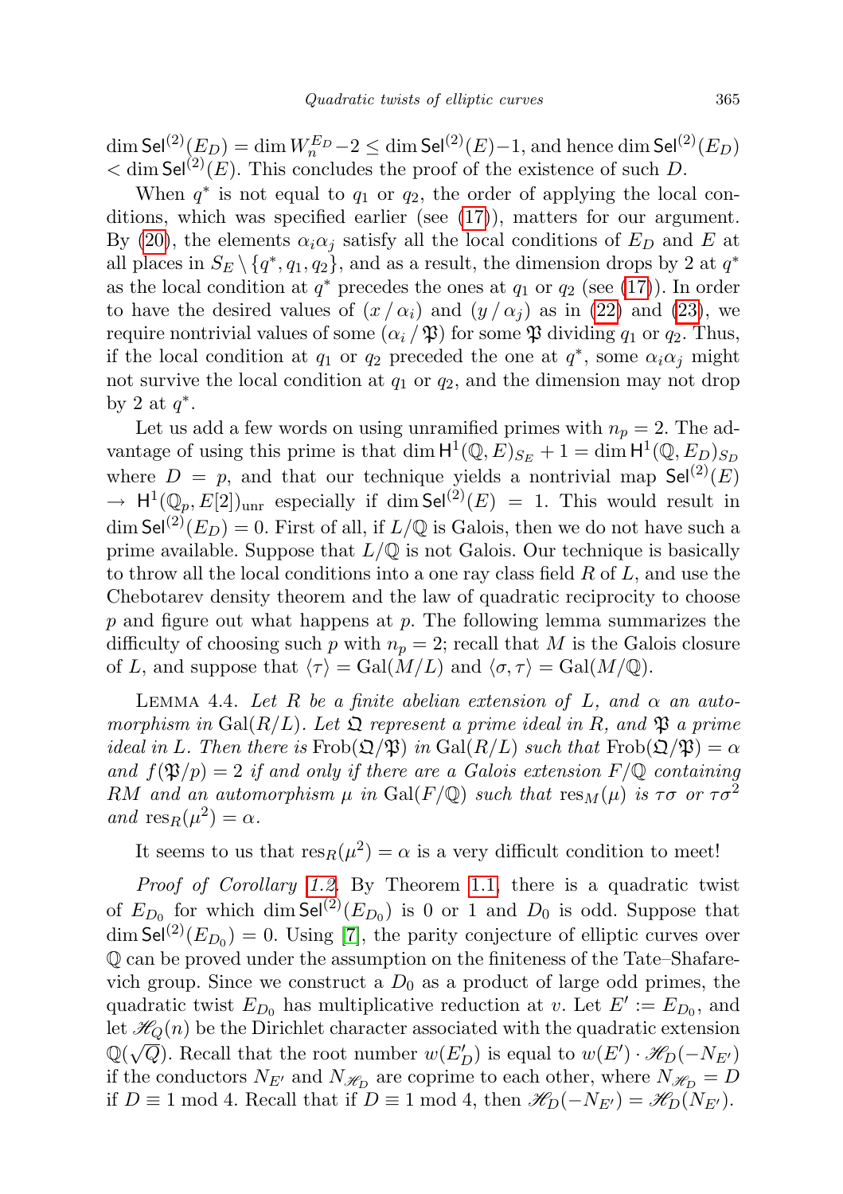$\dim \mathsf{Sel}^{(2)}(E_D) = \dim W_n^{E_D} - 2 \leq \dim \mathsf{Sel}^{(2)}(E) - 1$, and hence $\dim \mathsf{Sel}^{(2)}(E_D) < \dim \mathsf{Sel}^{(2)}(E)$. This concludes the proof of the existence of such $D$.

When $q^*$ is not equal to $q_1$ or $q_2$, the order of applying the local conditions, which was specified earlier (see (17)), matters for our argument. By (20), the elements $\alpha_i\alpha_j$ satisfy all the local conditions of $E_D$ and $E$ at all places in $S_E \setminus \{q^*, q_1, q_2\}$, and as a result, the dimension drops by 2 at $q^*$ as the local condition at $q^*$ precedes the ones at $q_1$ or $q_2$ (see (17)). In order to have the desired values of $(x \,/\, \alpha_i)$ and $(y \,/\, \alpha_j)$ as in (22) and (23), we require nontrivial values of some $(\alpha_i \,/\, \mathfrak{P})$ for some $\mathfrak{P}$ dividing $q_1$ or $q_2$. Thus, if the local condition at $q_1$ or $q_2$ preceded the one at $q^*$, some $\alpha_i\alpha_j$ might not survive the local condition at $q_1$ or $q_2$, and the dimension may not drop by 2 at $q^*$.

Let us add a few words on using unramified primes with $n_p = 2$. The advantage of using this prime is that $\dim \mathsf{H}^1(\mathbb{Q}, E)_{S_E} + 1 = \dim \mathsf{H}^1(\mathbb{Q}, E_D)_{S_D}$ where $D = p$, and that our technique yields a nontrivial map $\mathsf{Sel}^{(2)}(E) \to \mathsf{H}^1(\mathbb{Q}_p, E[2])_{\mathrm{unr}}$ especially if $\dim \mathsf{Sel}^{(2)}(E) = 1$. This would result in $\dim \mathsf{Sel}^{(2)}(E_D) = 0$. First of all, if $L/\mathbb{Q}$ is Galois, then we do not have such a prime available. Suppose that $L/\mathbb{Q}$ is not Galois. Our technique is basically to throw all the local conditions into a one ray class field $R$ of $L$, and use the Chebotarev density theorem and the law of quadratic reciprocity to choose $p$ and figure out what happens at $p$. The following lemma summarizes the difficulty of choosing such $p$ with $n_p = 2$; recall that $M$ is the Galois closure of $L$, and suppose that $\langle \tau \rangle = \mathrm{Gal}(M/L)$ and $\langle \sigma, \tau \rangle = \mathrm{Gal}(M/\mathbb{Q})$.

LEMMA 4.4. *Let $R$ be a finite abelian extension of $L$, and $\alpha$ an automorphism in $\mathrm{Gal}(R/L)$. Let $\mathfrak{Q}$ represent a prime ideal in $R$, and $\mathfrak{P}$ a prime ideal in $L$. Then there is $\mathrm{Frob}(\mathfrak{Q}/\mathfrak{P})$ in $\mathrm{Gal}(R/L)$ such that $\mathrm{Frob}(\mathfrak{Q}/\mathfrak{P}) = \alpha$ and $f(\mathfrak{P}/p) = 2$ if and only if there are a Galois extension $F/\mathbb{Q}$ containing $RM$ and an automorphism $\mu$ in $\mathrm{Gal}(F/\mathbb{Q})$ such that $\mathrm{res}_M(\mu)$ is $\tau\sigma$ or $\tau\sigma^2$ and $\mathrm{res}_R(\mu^2) = \alpha$.*

It seems to us that $\mathrm{res}_R(\mu^2) = \alpha$ is a very difficult condition to meet!

*Proof of Corollary 1.2.* By Theorem 1.1, there is a quadratic twist of $E_{D_0}$ for which $\dim \mathsf{Sel}^{(2)}(E_{D_0})$ is 0 or 1 and $D_0$ is odd. Suppose that $\dim \mathsf{Sel}^{(2)}(E_{D_0}) = 0$. Using [7], the parity conjecture of elliptic curves over $\mathbb{Q}$ can be proved under the assumption on the finiteness of the Tate–Shafarevich group. Since we construct a $D_0$ as a product of large odd primes, the quadratic twist $E_{D_0}$ has multiplicative reduction at $v$. Let $E' := E_{D_0}$, and let $\mathscr{H}_Q(n)$ be the Dirichlet character associated with the quadratic extension $\mathbb{Q}(\sqrt{Q})$. Recall that the root number $w(E'_D)$ is equal to $w(E') \cdot \mathscr{H}_D(-N_{E'})$ if the conductors $N_{E'}$ and $N_{\mathscr{H}_D}$ are coprime to each other, where $N_{\mathscr{H}_D} = D$ if $D \equiv 1 \bmod 4$. Recall that if $D \equiv 1 \bmod 4$, then $\mathscr{H}_D(-N_{E'}) = \mathscr{H}_D(N_{E'})$.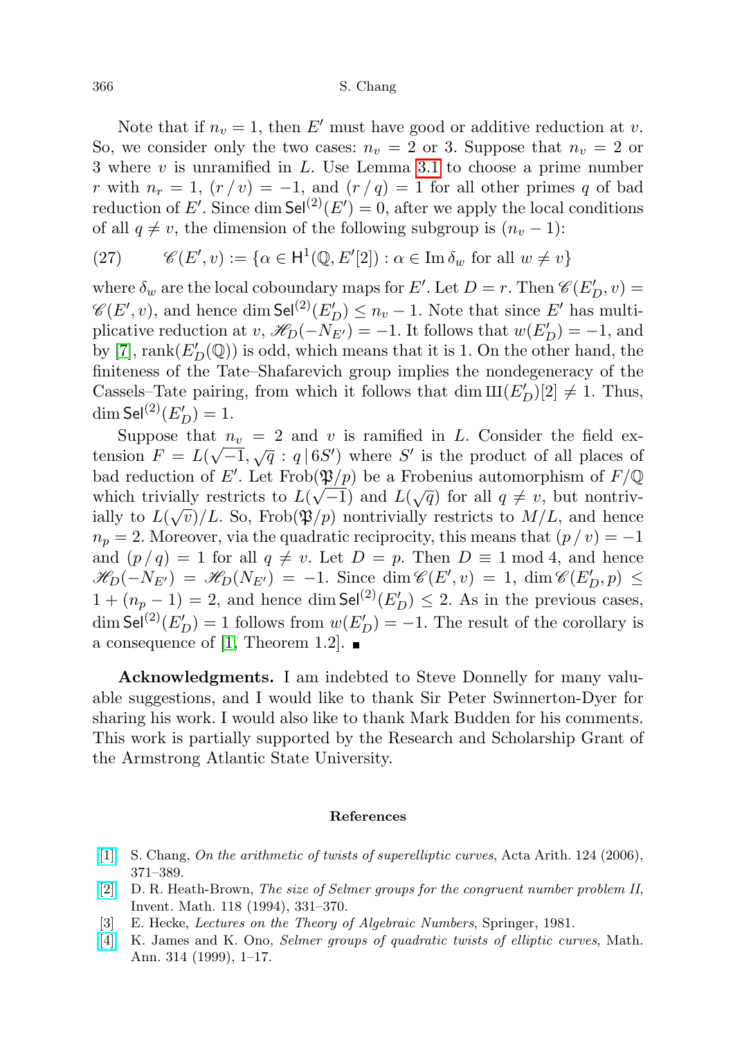Note that if $n_v = 1$, then $E'$ must have good or additive reduction at $v$. So, we consider only the two cases: $n_v = 2$ or 3. Suppose that $n_v = 2$ or 3 where $v$ is unramified in $L$. Use Lemma 3.1 to choose a prime number $r$ with $n_r = 1$, $(r \,/\, v) = -1$, and $(r \,/\, q) = 1$ for all other primes $q$ of bad reduction of $E'$. Since $\dim \mathsf{Sel}^{(2)}(E') = 0$, after we apply the local conditions of all $q \neq v$, the dimension of the following subgroup is $(n_v - 1)$:

$$\mathscr{C}(E', v) := \{\alpha \in \mathsf{H}^1(\mathbb{Q}, E'[2]) : \alpha \in \operatorname{Im} \delta_w \text{ for all } w \neq v\} \tag{27}$$

where $\delta_w$ are the local coboundary maps for $E'$. Let $D = r$. Then $\mathscr{C}(E'_D, v) = \mathscr{C}(E', v)$, and hence $\dim \mathsf{Sel}^{(2)}(E'_D) \le n_v - 1$. Note that since $E'$ has multiplicative reduction at $v$, $\mathscr{H}_D(-N_{E'}) = -1$. It follows that $w(E'_D) = -1$, and by [7], $\operatorname{rank}(E'_D(\mathbb{Q}))$ is odd, which means that it is 1. On the other hand, the finiteness of the Tate–Shafarevich group implies the nondegeneracy of the Cassels–Tate pairing, from which it follows that $\dim Ш(E'_D)[2] \neq 1$. Thus, $\dim \mathsf{Sel}^{(2)}(E'_D) = 1$.

Suppose that $n_v = 2$ and $v$ is ramified in $L$. Consider the field extension $F = L(\sqrt{-1}, \sqrt{q} : q \,|\, 6S')$ where $S'$ is the product of all places of bad reduction of $E'$. Let $\operatorname{Frob}(\mathfrak{P}/p)$ be a Frobenius automorphism of $F/\mathbb{Q}$ which trivially restricts to $L(\sqrt{-1})$ and $L(\sqrt{q})$ for all $q \neq v$, but nontrivially to $L(\sqrt{v})/L$. So, $\operatorname{Frob}(\mathfrak{P}/p)$ nontrivially restricts to $M/L$, and hence $n_p = 2$. Moreover, via the quadratic reciprocity, this means that $(p \,/\, v) = -1$ and $(p \,/\, q) = 1$ for all $q \neq v$. Let $D = p$. Then $D \equiv 1 \bmod 4$, and hence $\mathscr{H}_D(-N_{E'}) = \mathscr{H}_D(N_{E'}) = -1$. Since $\dim \mathscr{C}(E', v) = 1$, $\dim \mathscr{C}(E'_D, p) \le 1 + (n_p - 1) = 2$, and hence $\dim \mathsf{Sel}^{(2)}(E'_D) \le 2$. As in the previous cases, $\dim \mathsf{Sel}^{(2)}(E'_D) = 1$ follows from $w(E'_D) = -1$. The result of the corollary is a consequence of [1, Theorem 1.2]. ∎

**Acknowledgments.** I am indebted to Steve Donnelly for many valuable suggestions, and I would like to thank Sir Peter Swinnerton-Dyer for sharing his work. I would also like to thank Mark Budden for his comments. This work is partially supported by the Research and Scholarship Grant of the Armstrong Atlantic State University.

## References

[1] S. Chang, *On the arithmetic of twists of superelliptic curves*, Acta Arith. 124 (2006), 371–389.

[2] D. R. Heath-Brown, *The size of Selmer groups for the congruent number problem II*, Invent. Math. 118 (1994), 331–370.

[3] E. Hecke, *Lectures on the Theory of Algebraic Numbers*, Springer, 1981.

[4] K. James and K. Ono, *Selmer groups of quadratic twists of elliptic curves*, Math. Ann. 314 (1999), 1–17.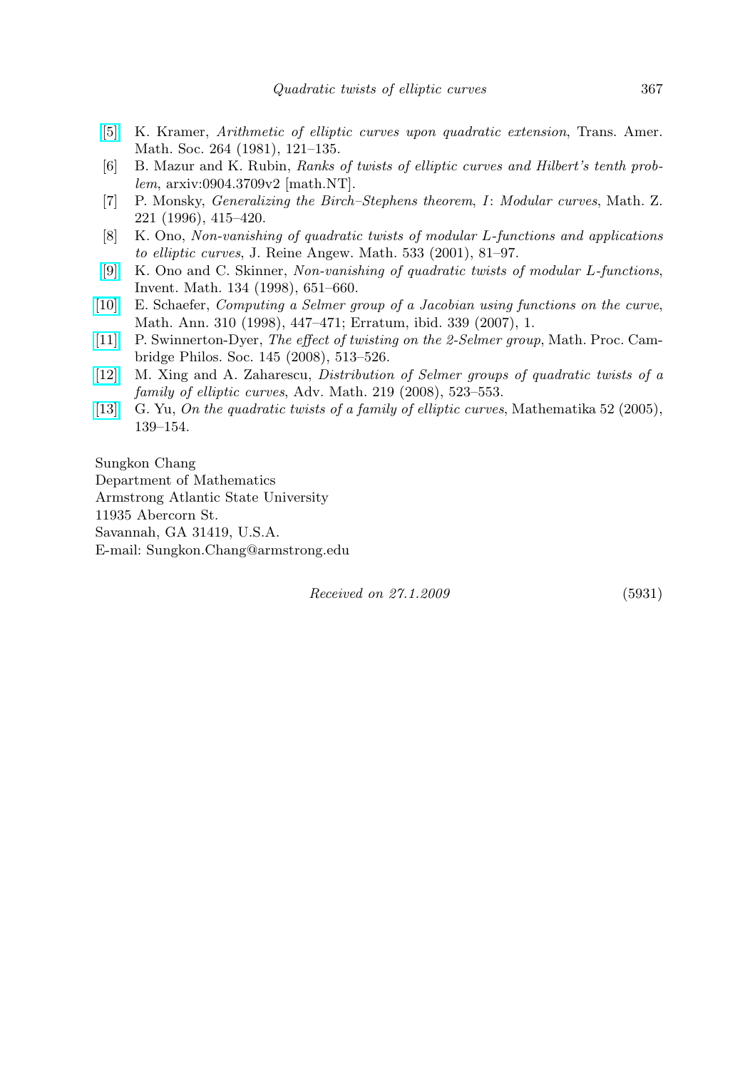[5] K. Kramer, *Arithmetic of elliptic curves upon quadratic extension*, Trans. Amer. Math. Soc. 264 (1981), 121–135.

[6] B. Mazur and K. Rubin, *Ranks of twists of elliptic curves and Hilbert's tenth problem*, arxiv:0904.3709v2 [math.NT].

[7] P. Monsky, *Generalizing the Birch–Stephens theorem, I: Modular curves*, Math. Z. 221 (1996), 415–420.

[8] K. Ono, *Non-vanishing of quadratic twists of modular L-functions and applications to elliptic curves*, J. Reine Angew. Math. 533 (2001), 81–97.

[9] K. Ono and C. Skinner, *Non-vanishing of quadratic twists of modular L-functions*, Invent. Math. 134 (1998), 651–660.

[10] E. Schaefer, *Computing a Selmer group of a Jacobian using functions on the curve*, Math. Ann. 310 (1998), 447–471; Erratum, ibid. 339 (2007), 1.

[11] P. Swinnerton-Dyer, *The effect of twisting on the 2-Selmer group*, Math. Proc. Cambridge Philos. Soc. 145 (2008), 513–526.

[12] M. Xing and A. Zaharescu, *Distribution of Selmer groups of quadratic twists of a family of elliptic curves*, Adv. Math. 219 (2008), 523–553.

[13] G. Yu, *On the quadratic twists of a family of elliptic curves*, Mathematika 52 (2005), 139–154.

Sungkon Chang
Department of Mathematics
Armstrong Atlantic State University
11935 Abercorn St.
Savannah, GA 31419, U.S.A.
E-mail: Sungkon.Chang@armstrong.edu

*Received on 27.1.2009* (5931)